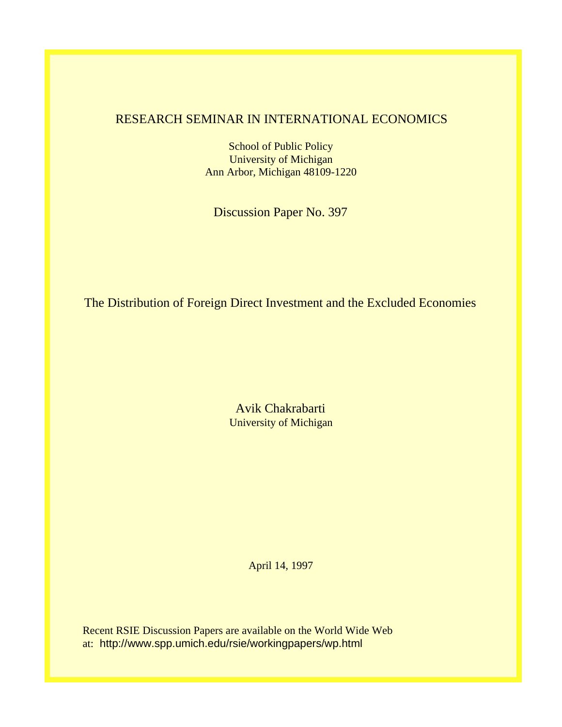RESEARCH SEMINAR IN INTERNATIONAL ECONOMICS

School of Public Policy
University of Michigan
Ann Arbor, Michigan 48109-1220

Discussion Paper No. 397

# The Distribution of Foreign Direct Investment and the Excluded Economies

Avik Chakrabarti
University of Michigan

April 14, 1997

Recent RSIE Discussion Papers are available on the World Wide Web at: http://www.spp.umich.edu/rsie/workingpapers/wp.html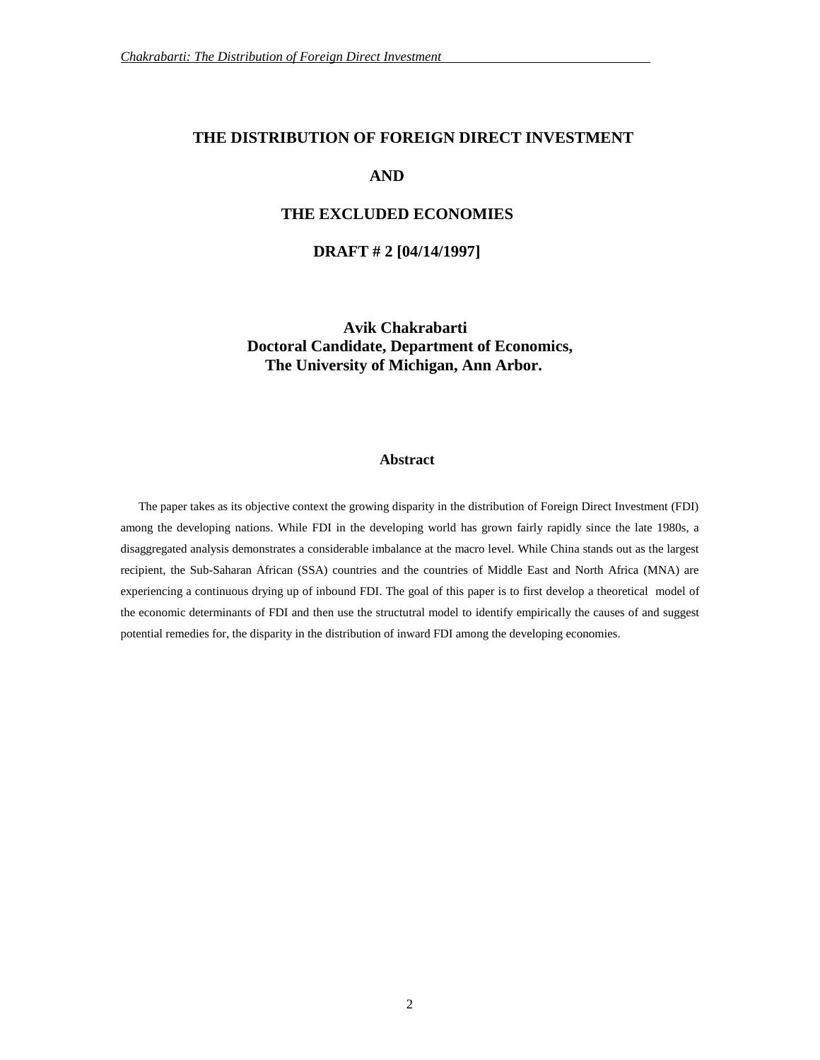# THE DISTRIBUTION OF FOREIGN DIRECT INVESTMENT

# AND

# THE EXCLUDED ECONOMIES

**DRAFT # 2 [04/14/1997]**

**Avik Chakrabarti**
**Doctoral Candidate, Department of Economics,**
**The University of Michigan, Ann Arbor.**

## Abstract

The paper takes as its objective context the growing disparity in the distribution of Foreign Direct Investment (FDI) among the developing nations. While FDI in the developing world has grown fairly rapidly since the late 1980s, a disaggregated analysis demonstrates a considerable imbalance at the macro level. While China stands out as the largest recipient, the Sub-Saharan African (SSA) countries and the countries of Middle East and North Africa (MNA) are experiencing a continuous drying up of inbound FDI. The goal of this paper is to first develop a theoretical model of the economic determinants of FDI and then use the structutral model to identify empirically the causes of and suggest potential remedies for, the disparity in the distribution of inward FDI among the developing economies.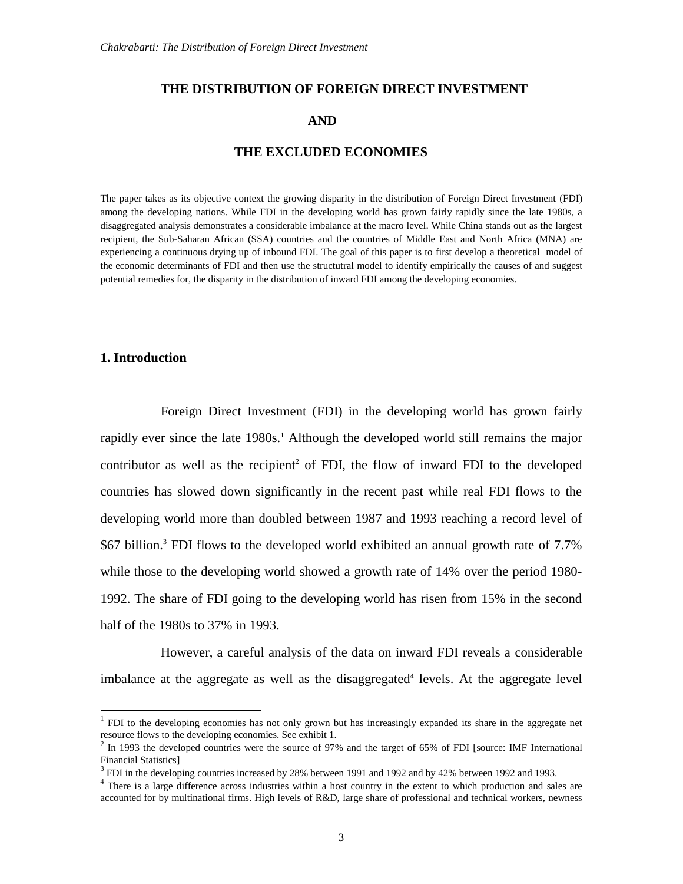# THE DISTRIBUTION OF FOREIGN DIRECT INVESTMENT

# AND

# THE EXCLUDED ECONOMIES

The paper takes as its objective context the growing disparity in the distribution of Foreign Direct Investment (FDI) among the developing nations. While FDI in the developing world has grown fairly rapidly since the late 1980s, a disaggregated analysis demonstrates a considerable imbalance at the macro level. While China stands out as the largest recipient, the Sub-Saharan African (SSA) countries and the countries of Middle East and North Africa (MNA) are experiencing a continuous drying up of inbound FDI. The goal of this paper is to first develop a theoretical model of the economic determinants of FDI and then use the structutral model to identify empirically the causes of and suggest potential remedies for, the disparity in the distribution of inward FDI among the developing economies.

## 1. Introduction

Foreign Direct Investment (FDI) in the developing world has grown fairly rapidly ever since the late 1980s.[1] Although the developed world still remains the major contributor as well as the recipient[2] of FDI, the flow of inward FDI to the developed countries has slowed down significantly in the recent past while real FDI flows to the developing world more than doubled between 1987 and 1993 reaching a record level of \$67 billion.[3] FDI flows to the developed world exhibited an annual growth rate of 7.7% while those to the developing world showed a growth rate of 14% over the period 1980-1992. The share of FDI going to the developing world has risen from 15% in the second half of the 1980s to 37% in 1993.

However, a careful analysis of the data on inward FDI reveals a considerable imbalance at the aggregate as well as the disaggregated[4] levels. At the aggregate level

---

[1] FDI to the developing economies has not only grown but has increasingly expanded its share in the aggregate net resource flows to the developing economies. See exhibit 1.

[2] In 1993 the developed countries were the source of 97% and the target of 65% of FDI [source: IMF International Financial Statistics]

[3] FDI in the developing countries increased by 28% between 1991 and 1992 and by 42% between 1992 and 1993.

[4] There is a large difference across industries within a host country in the extent to which production and sales are accounted for by multinational firms. High levels of R&D, large share of professional and technical workers, newness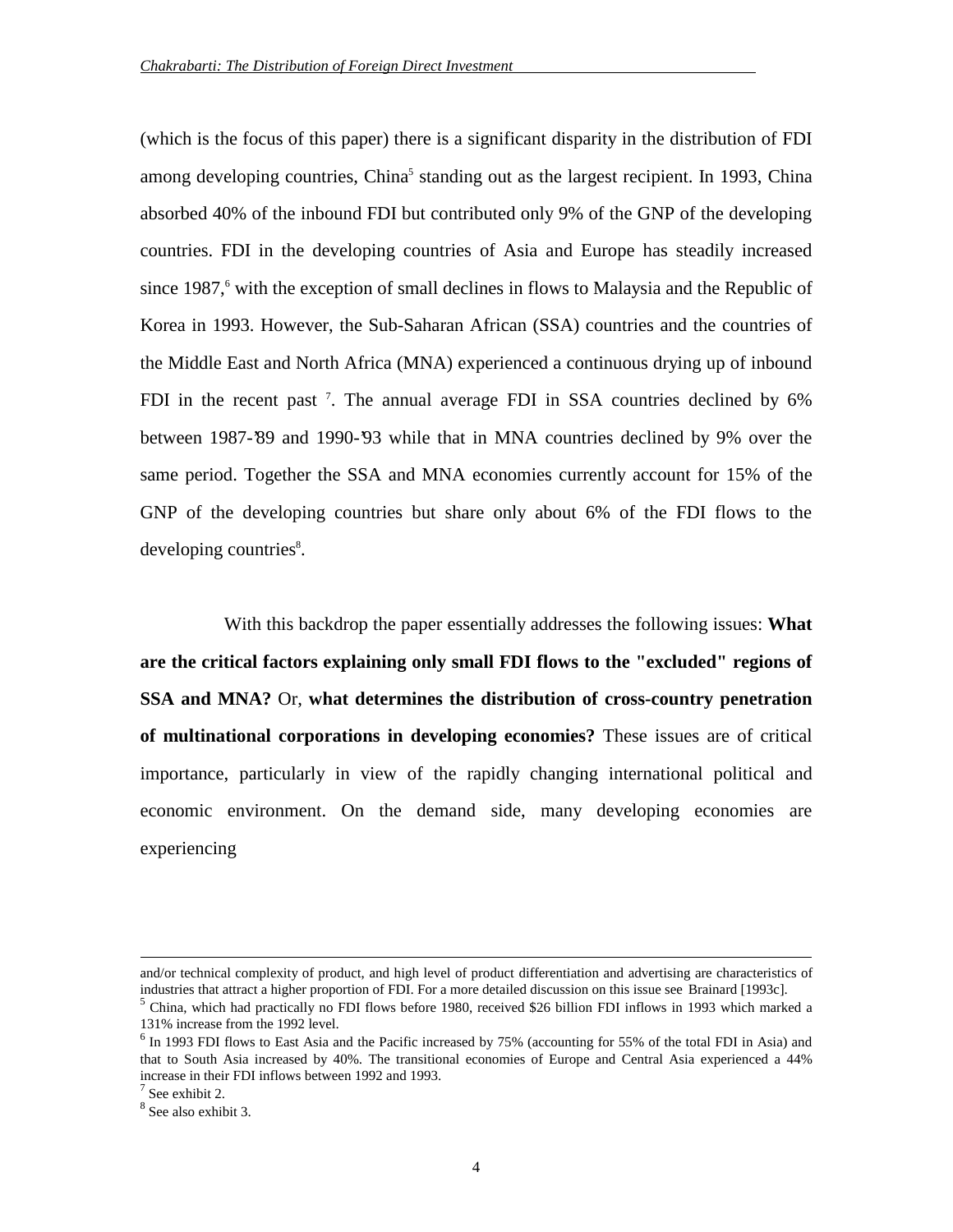(which is the focus of this paper) there is a significant disparity in the distribution of FDI among developing countries, China[5] standing out as the largest recipient. In 1993, China absorbed 40% of the inbound FDI but contributed only 9% of the GNP of the developing countries. FDI in the developing countries of Asia and Europe has steadily increased since 1987,[6] with the exception of small declines in flows to Malaysia and the Republic of Korea in 1993. However, the Sub-Saharan African (SSA) countries and the countries of the Middle East and North Africa (MNA) experienced a continuous drying up of inbound FDI in the recent past [7]. The annual average FDI in SSA countries declined by 6% between 1987-'89 and 1990-'93 while that in MNA countries declined by 9% over the same period. Together the SSA and MNA economies currently account for 15% of the GNP of the developing countries but share only about 6% of the FDI flows to the developing countries[8].

With this backdrop the paper essentially addresses the following issues: **What are the critical factors explaining only small FDI flows to the "excluded" regions of SSA and MNA?** Or, **what determines the distribution of cross-country penetration of multinational corporations in developing economies?** These issues are of critical importance, particularly in view of the rapidly changing international political and economic environment. On the demand side, many developing economies are experiencing

---

and/or technical complexity of product, and high level of product differentiation and advertising are characteristics of industries that attract a higher proportion of FDI. For a more detailed discussion on this issue see Brainard [1993c].

[5] China, which had practically no FDI flows before 1980, received $26 billion FDI inflows in 1993 which marked a 131% increase from the 1992 level.

[6] In 1993 FDI flows to East Asia and the Pacific increased by 75% (accounting for 55% of the total FDI in Asia) and that to South Asia increased by 40%. The transitional economies of Europe and Central Asia experienced a 44% increase in their FDI inflows between 1992 and 1993.

[7] See exhibit 2.

[8] See also exhibit 3.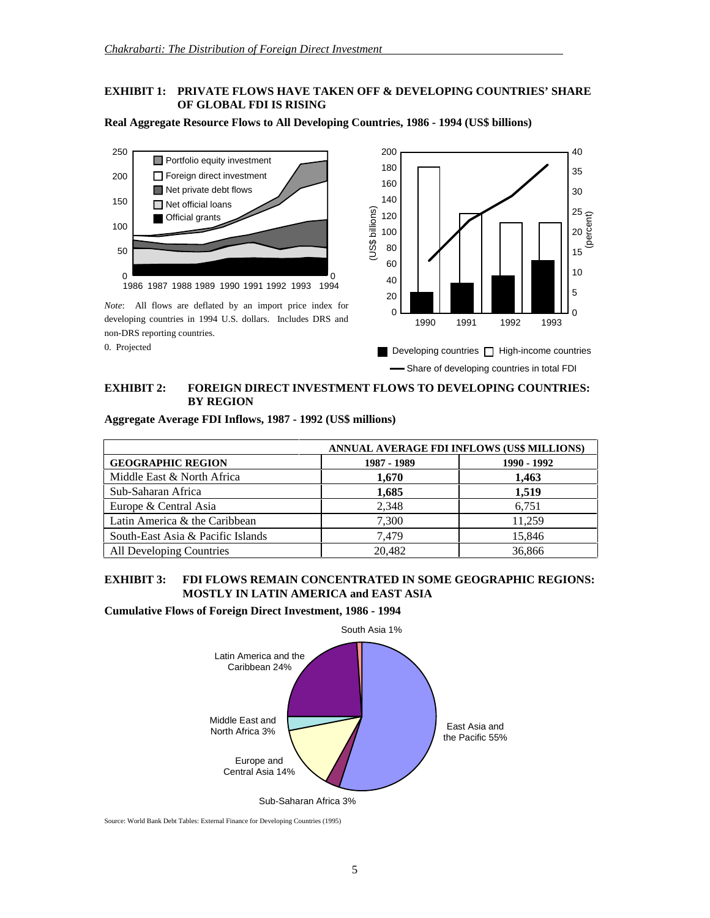**EXHIBIT 1: PRIVATE FLOWS HAVE TAKEN OFF & DEVELOPING COUNTRIES' SHARE OF GLOBAL FDI IS RISING**

**Real Aggregate Resource Flows to All Developing Countries, 1986 - 1994 (US$ billions)**

*Note*: All flows are deflated by an import price index for developing countries in 1994 U.S. dollars. Includes DRS and non-DRS reporting countries.

0. Projected

**EXHIBIT 2: FOREIGN DIRECT INVESTMENT FLOWS TO DEVELOPING COUNTRIES: BY REGION**

**Aggregate Average FDI Inflows, 1987 - 1992 (US$ millions)**

| | ANNUAL AVERAGE FDI INFLOWS (US$ MILLIONS) | |
|---|---|---|
| **GEOGRAPHIC REGION** | **1987 - 1989** | **1990 - 1992** |
| Middle East & North Africa | **1,670** | **1,463** |
| Sub-Saharan Africa | **1,685** | **1,519** |
| Europe & Central Asia | 2,348 | 6,751 |
| Latin America & the Caribbean | 7,300 | 11,259 |
| South-East Asia & Pacific Islands | 7,479 | 15,846 |
| All Developing Countries | 20,482 | 36,866 |

**EXHIBIT 3: FDI FLOWS REMAIN CONCENTRATED IN SOME GEOGRAPHIC REGIONS: MOSTLY IN LATIN AMERICA and EAST ASIA**

**Cumulative Flows of Foreign Direct Investment, 1986 - 1994**

Source: World Bank Debt Tables: External Finance for Developing Countries (1995)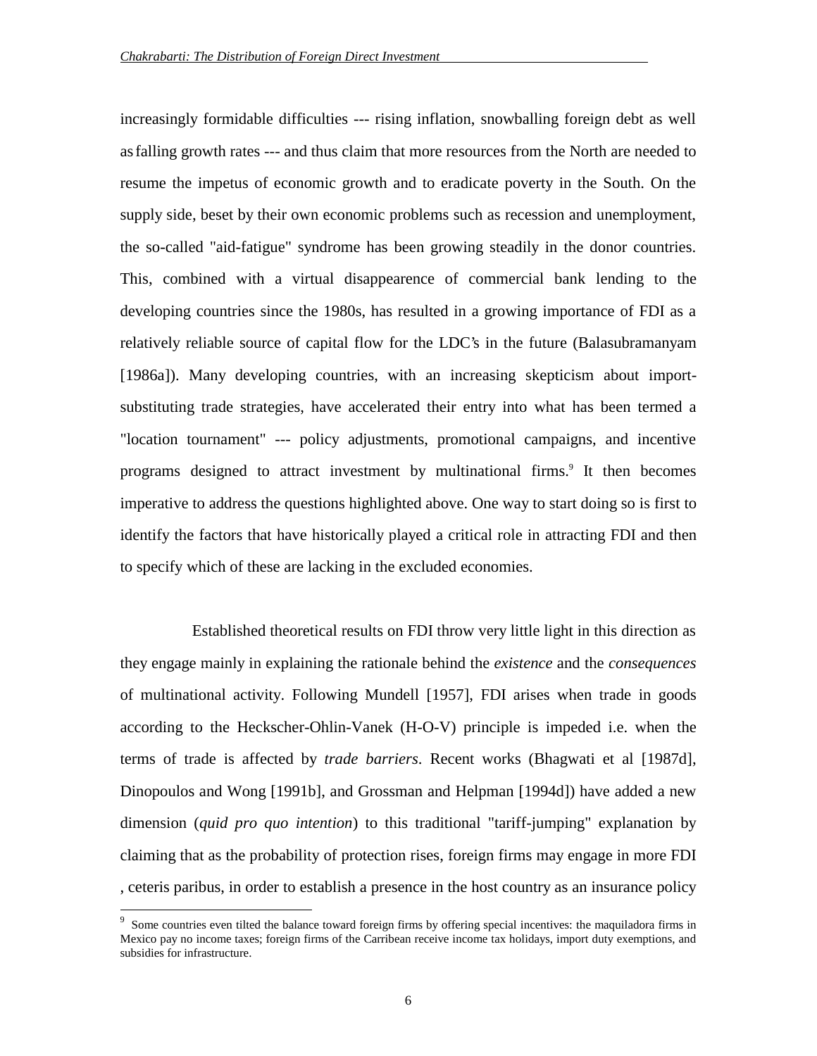increasingly formidable difficulties --- rising inflation, snowballing foreign debt as well as falling growth rates --- and thus claim that more resources from the North are needed to resume the impetus of economic growth and to eradicate poverty in the South. On the supply side, beset by their own economic problems such as recession and unemployment, the so-called "aid-fatigue" syndrome has been growing steadily in the donor countries. This, combined with a virtual disappearence of commercial bank lending to the developing countries since the 1980s, has resulted in a growing importance of FDI as a relatively reliable source of capital flow for the LDC's in the future (Balasubramanyam [1986a]). Many developing countries, with an increasing skepticism about import-substituting trade strategies, have accelerated their entry into what has been termed a "location tournament" --- policy adjustments, promotional campaigns, and incentive programs designed to attract investment by multinational firms.[9] It then becomes imperative to address the questions highlighted above. One way to start doing so is first to identify the factors that have historically played a critical role in attracting FDI and then to specify which of these are lacking in the excluded economies.

Established theoretical results on FDI throw very little light in this direction as they engage mainly in explaining the rationale behind the *existence* and the *consequences* of multinational activity. Following Mundell [1957], FDI arises when trade in goods according to the Heckscher-Ohlin-Vanek (H-O-V) principle is impeded i.e. when the terms of trade is affected by *trade barriers*. Recent works (Bhagwati et al [1987d], Dinopoulos and Wong [1991b], and Grossman and Helpman [1994d]) have added a new dimension (*quid pro quo intention*) to this traditional "tariff-jumping" explanation by claiming that as the probability of protection rises, foreign firms may engage in more FDI , ceteris paribus, in order to establish a presence in the host country as an insurance policy

[9] Some countries even tilted the balance toward foreign firms by offering special incentives: the maquiladora firms in Mexico pay no income taxes; foreign firms of the Carribean receive income tax holidays, import duty exemptions, and subsidies for infrastructure.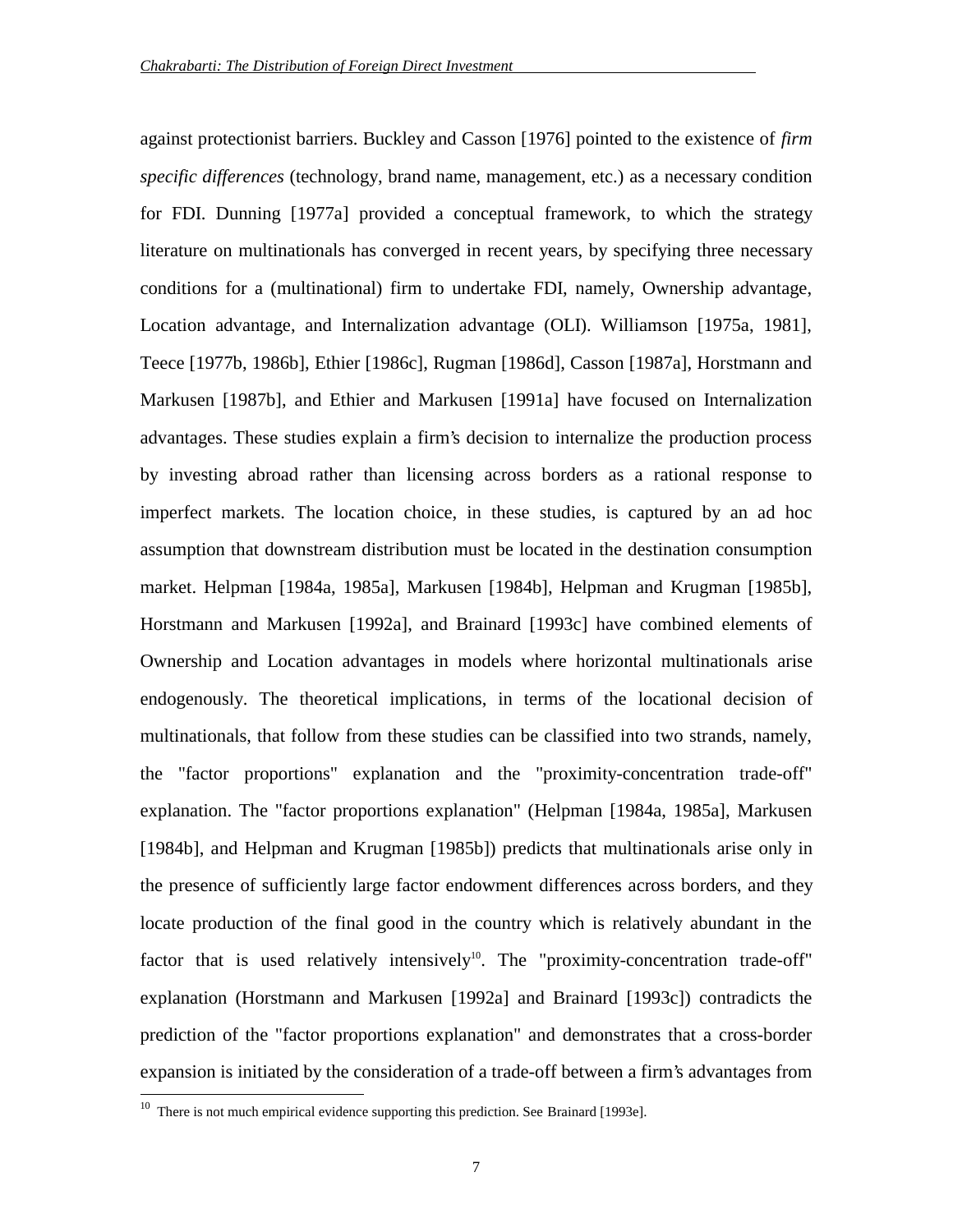against protectionist barriers. Buckley and Casson [1976] pointed to the existence of *firm specific differences* (technology, brand name, management, etc.) as a necessary condition for FDI. Dunning [1977a] provided a conceptual framework, to which the strategy literature on multinationals has converged in recent years, by specifying three necessary conditions for a (multinational) firm to undertake FDI, namely, Ownership advantage, Location advantage, and Internalization advantage (OLI). Williamson [1975a, 1981], Teece [1977b, 1986b], Ethier [1986c], Rugman [1986d], Casson [1987a], Horstmann and Markusen [1987b], and Ethier and Markusen [1991a] have focused on Internalization advantages. These studies explain a firm's decision to internalize the production process by investing abroad rather than licensing across borders as a rational response to imperfect markets. The location choice, in these studies, is captured by an ad hoc assumption that downstream distribution must be located in the destination consumption market. Helpman [1984a, 1985a], Markusen [1984b], Helpman and Krugman [1985b], Horstmann and Markusen [1992a], and Brainard [1993c] have combined elements of Ownership and Location advantages in models where horizontal multinationals arise endogenously. The theoretical implications, in terms of the locational decision of multinationals, that follow from these studies can be classified into two strands, namely, the "factor proportions" explanation and the "proximity-concentration trade-off" explanation. The "factor proportions explanation" (Helpman [1984a, 1985a], Markusen [1984b], and Helpman and Krugman [1985b]) predicts that multinationals arise only in the presence of sufficiently large factor endowment differences across borders, and they locate production of the final good in the country which is relatively abundant in the factor that is used relatively intensively[10]. The "proximity-concentration trade-off" explanation (Horstmann and Markusen [1992a] and Brainard [1993c]) contradicts the prediction of the "factor proportions explanation" and demonstrates that a cross-border expansion is initiated by the consideration of a trade-off between a firm's advantages from

[10] There is not much empirical evidence supporting this prediction. See Brainard [1993e].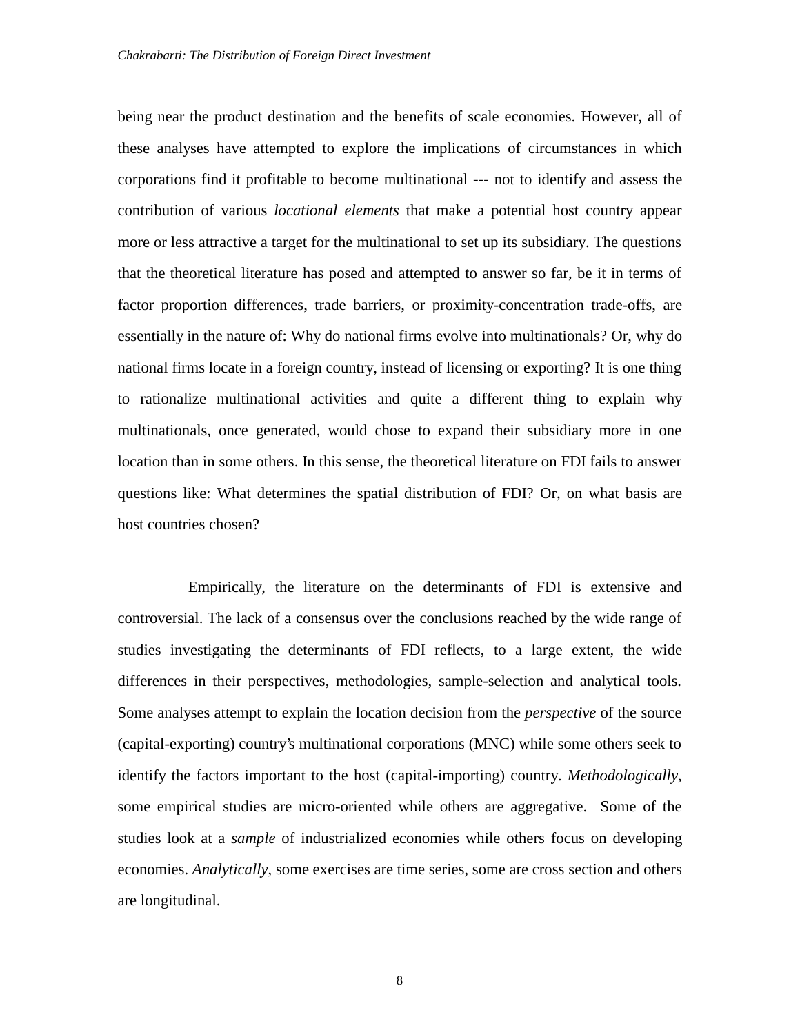being near the product destination and the benefits of scale economies. However, all of these analyses have attempted to explore the implications of circumstances in which corporations find it profitable to become multinational --- not to identify and assess the contribution of various *locational elements* that make a potential host country appear more or less attractive a target for the multinational to set up its subsidiary. The questions that the theoretical literature has posed and attempted to answer so far, be it in terms of factor proportion differences, trade barriers, or proximity-concentration trade-offs, are essentially in the nature of: Why do national firms evolve into multinationals? Or, why do national firms locate in a foreign country, instead of licensing or exporting? It is one thing to rationalize multinational activities and quite a different thing to explain why multinationals, once generated, would chose to expand their subsidiary more in one location than in some others. In this sense, the theoretical literature on FDI fails to answer questions like: What determines the spatial distribution of FDI? Or, on what basis are host countries chosen?

Empirically, the literature on the determinants of FDI is extensive and controversial. The lack of a consensus over the conclusions reached by the wide range of studies investigating the determinants of FDI reflects, to a large extent, the wide differences in their perspectives, methodologies, sample-selection and analytical tools. Some analyses attempt to explain the location decision from the *perspective* of the source (capital-exporting) country's multinational corporations (MNC) while some others seek to identify the factors important to the host (capital-importing) country. *Methodologically*, some empirical studies are micro-oriented while others are aggregative. Some of the studies look at a *sample* of industrialized economies while others focus on developing economies. *Analytically*, some exercises are time series, some are cross section and others are longitudinal.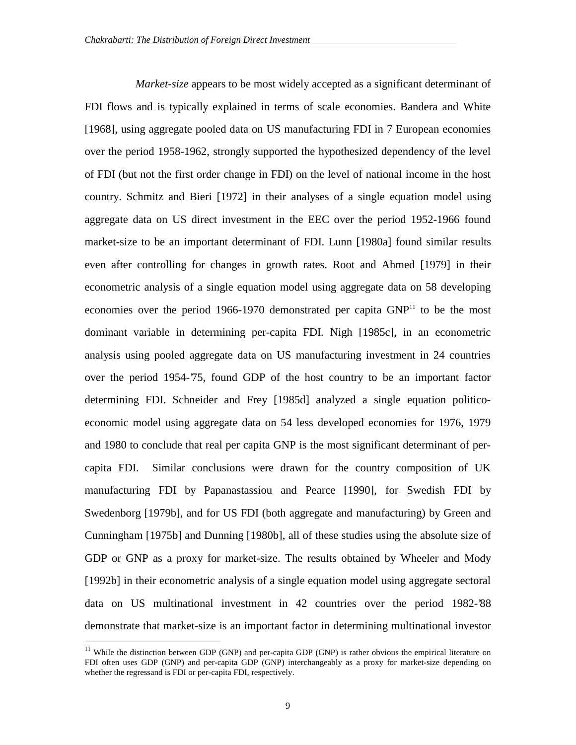*Market-size* appears to be most widely accepted as a significant determinant of FDI flows and is typically explained in terms of scale economies. Bandera and White [1968], using aggregate pooled data on US manufacturing FDI in 7 European economies over the period 1958-1962, strongly supported the hypothesized dependency of the level of FDI (but not the first order change in FDI) on the level of national income in the host country. Schmitz and Bieri [1972] in their analyses of a single equation model using aggregate data on US direct investment in the EEC over the period 1952-1966 found market-size to be an important determinant of FDI. Lunn [1980a] found similar results even after controlling for changes in growth rates. Root and Ahmed [1979] in their econometric analysis of a single equation model using aggregate data on 58 developing economies over the period 1966-1970 demonstrated per capita GNP[11] to be the most dominant variable in determining per-capita FDI. Nigh [1985c], in an econometric analysis using pooled aggregate data on US manufacturing investment in 24 countries over the period 1954-'75, found GDP of the host country to be an important factor determining FDI. Schneider and Frey [1985d] analyzed a single equation politico-economic model using aggregate data on 54 less developed economies for 1976, 1979 and 1980 to conclude that real per capita GNP is the most significant determinant of per-capita FDI. Similar conclusions were drawn for the country composition of UK manufacturing FDI by Papanastassiou and Pearce [1990], for Swedish FDI by Swedenborg [1979b], and for US FDI (both aggregate and manufacturing) by Green and Cunningham [1975b] and Dunning [1980b], all of these studies using the absolute size of GDP or GNP as a proxy for market-size. The results obtained by Wheeler and Mody [1992b] in their econometric analysis of a single equation model using aggregate sectoral data on US multinational investment in 42 countries over the period 1982-'88 demonstrate that market-size is an important factor in determining multinational investor

[11] While the distinction between GDP (GNP) and per-capita GDP (GNP) is rather obvious the empirical literature on FDI often uses GDP (GNP) and per-capita GDP (GNP) interchangeably as a proxy for market-size depending on whether the regressand is FDI or per-capita FDI, respectively.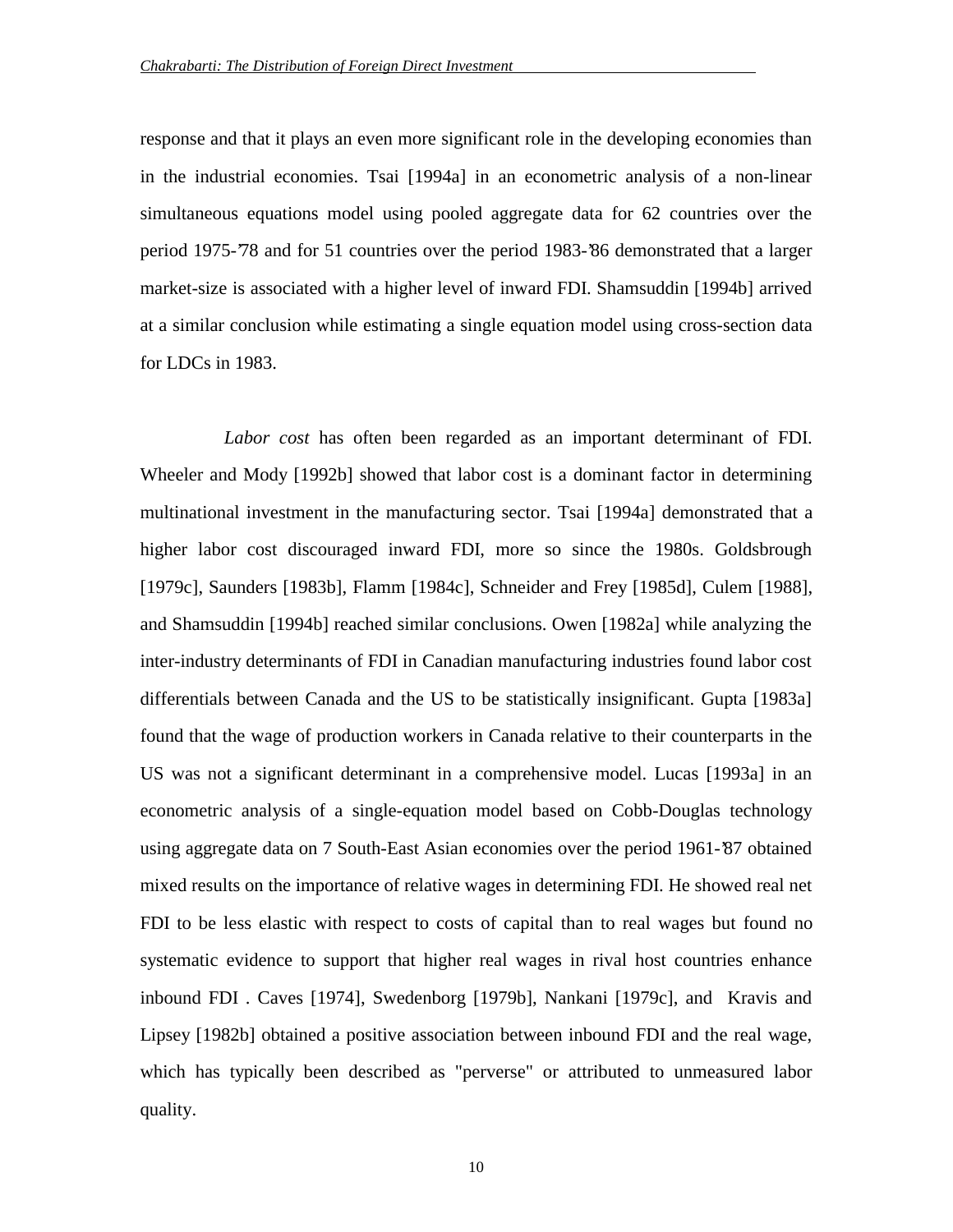response and that it plays an even more significant role in the developing economies than in the industrial economies. Tsai [1994a] in an econometric analysis of a non-linear simultaneous equations model using pooled aggregate data for 62 countries over the period 1975-'78 and for 51 countries over the period 1983-'86 demonstrated that a larger market-size is associated with a higher level of inward FDI. Shamsuddin [1994b] arrived at a similar conclusion while estimating a single equation model using cross-section data for LDCs in 1983.

*Labor cost* has often been regarded as an important determinant of FDI. Wheeler and Mody [1992b] showed that labor cost is a dominant factor in determining multinational investment in the manufacturing sector. Tsai [1994a] demonstrated that a higher labor cost discouraged inward FDI, more so since the 1980s. Goldsbrough [1979c], Saunders [1983b], Flamm [1984c], Schneider and Frey [1985d], Culem [1988], and Shamsuddin [1994b] reached similar conclusions. Owen [1982a] while analyzing the inter-industry determinants of FDI in Canadian manufacturing industries found labor cost differentials between Canada and the US to be statistically insignificant. Gupta [1983a] found that the wage of production workers in Canada relative to their counterparts in the US was not a significant determinant in a comprehensive model. Lucas [1993a] in an econometric analysis of a single-equation model based on Cobb-Douglas technology using aggregate data on 7 South-East Asian economies over the period 1961-'87 obtained mixed results on the importance of relative wages in determining FDI. He showed real net FDI to be less elastic with respect to costs of capital than to real wages but found no systematic evidence to support that higher real wages in rival host countries enhance inbound FDI . Caves [1974], Swedenborg [1979b], Nankani [1979c], and Kravis and Lipsey [1982b] obtained a positive association between inbound FDI and the real wage, which has typically been described as "perverse" or attributed to unmeasured labor quality.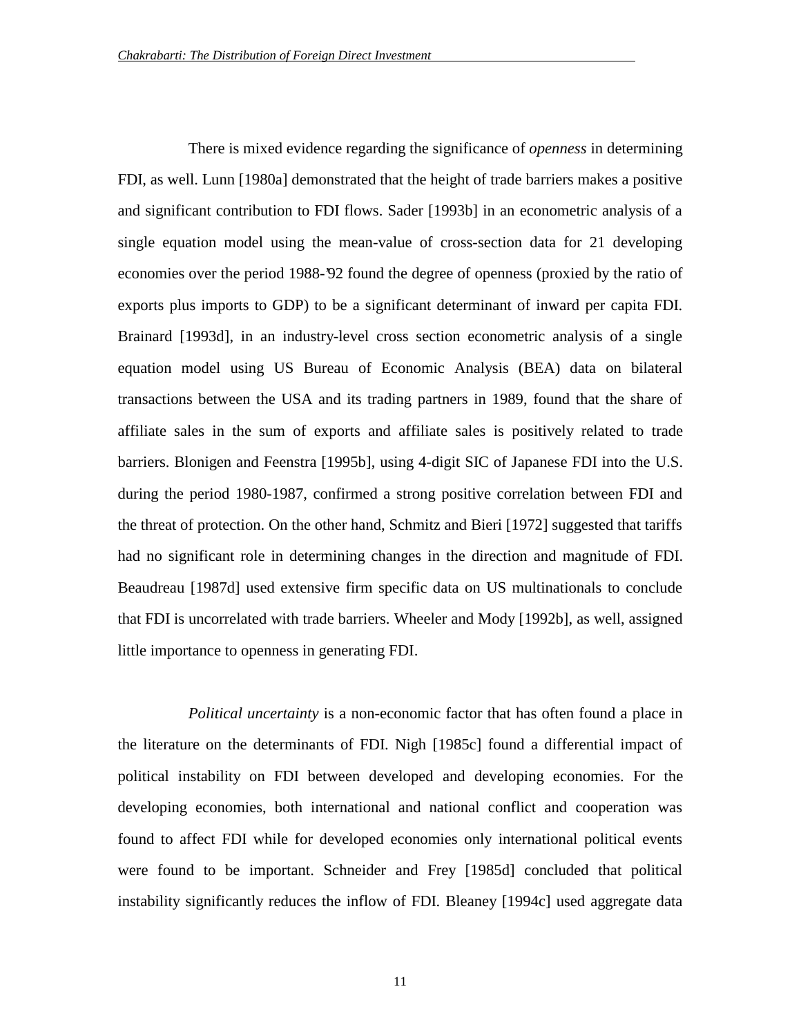There is mixed evidence regarding the significance of *openness* in determining FDI, as well. Lunn [1980a] demonstrated that the height of trade barriers makes a positive and significant contribution to FDI flows. Sader [1993b] in an econometric analysis of a single equation model using the mean-value of cross-section data for 21 developing economies over the period 1988-'92 found the degree of openness (proxied by the ratio of exports plus imports to GDP) to be a significant determinant of inward per capita FDI. Brainard [1993d], in an industry-level cross section econometric analysis of a single equation model using US Bureau of Economic Analysis (BEA) data on bilateral transactions between the USA and its trading partners in 1989, found that the share of affiliate sales in the sum of exports and affiliate sales is positively related to trade barriers. Blonigen and Feenstra [1995b], using 4-digit SIC of Japanese FDI into the U.S. during the period 1980-1987, confirmed a strong positive correlation between FDI and the threat of protection. On the other hand, Schmitz and Bieri [1972] suggested that tariffs had no significant role in determining changes in the direction and magnitude of FDI. Beaudreau [1987d] used extensive firm specific data on US multinationals to conclude that FDI is uncorrelated with trade barriers. Wheeler and Mody [1992b], as well, assigned little importance to openness in generating FDI.

*Political uncertainty* is a non-economic factor that has often found a place in the literature on the determinants of FDI. Nigh [1985c] found a differential impact of political instability on FDI between developed and developing economies. For the developing economies, both international and national conflict and cooperation was found to affect FDI while for developed economies only international political events were found to be important. Schneider and Frey [1985d] concluded that political instability significantly reduces the inflow of FDI. Bleaney [1994c] used aggregate data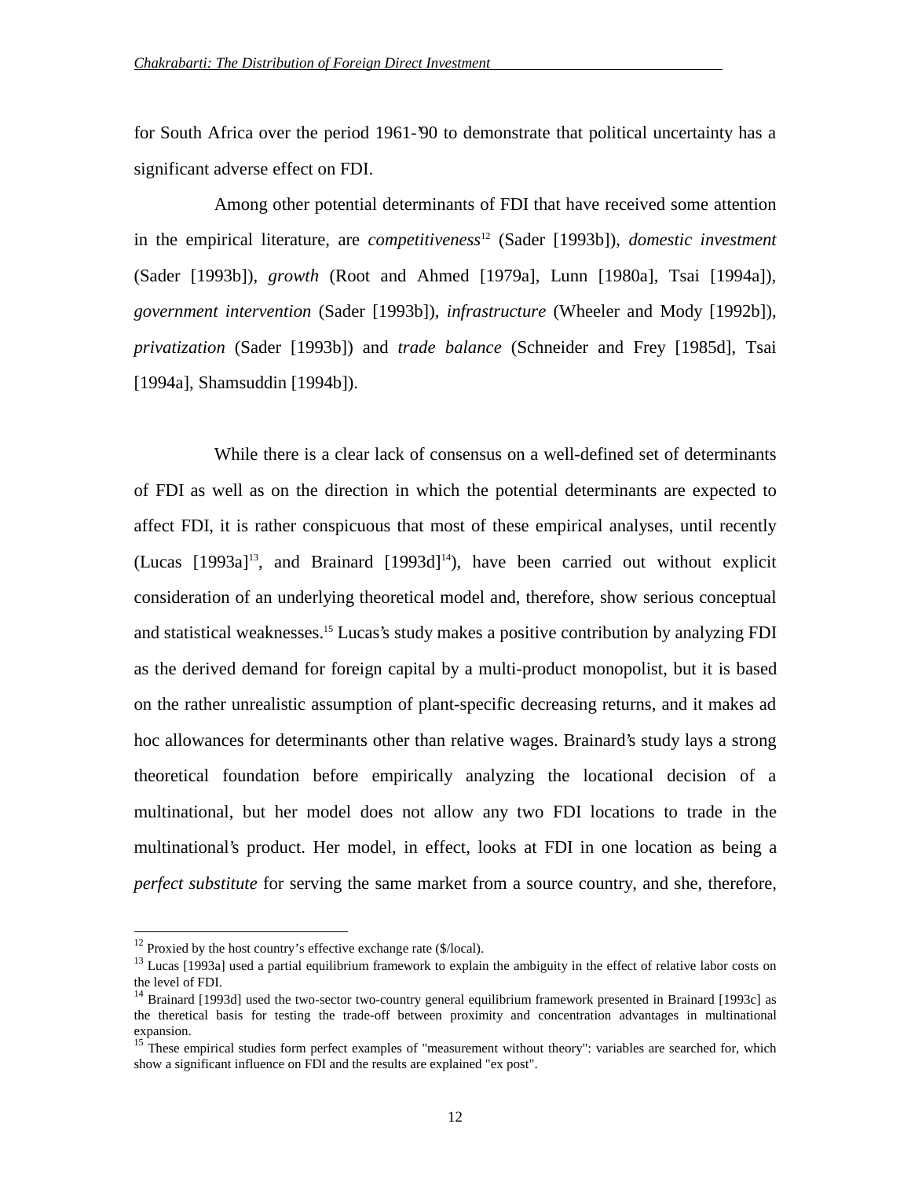for South Africa over the period 1961-'90 to demonstrate that political uncertainty has a significant adverse effect on FDI.

Among other potential determinants of FDI that have received some attention in the empirical literature, are *competitiveness*[12] (Sader [1993b]), *domestic investment* (Sader [1993b]), *growth* (Root and Ahmed [1979a], Lunn [1980a], Tsai [1994a]), *government intervention* (Sader [1993b]), *infrastructure* (Wheeler and Mody [1992b]), *privatization* (Sader [1993b]) and *trade balance* (Schneider and Frey [1985d], Tsai [1994a], Shamsuddin [1994b]).

While there is a clear lack of consensus on a well-defined set of determinants of FDI as well as on the direction in which the potential determinants are expected to affect FDI, it is rather conspicuous that most of these empirical analyses, until recently (Lucas [1993a][13], and Brainard [1993d][14]), have been carried out without explicit consideration of an underlying theoretical model and, therefore, show serious conceptual and statistical weaknesses.[15] Lucas's study makes a positive contribution by analyzing FDI as the derived demand for foreign capital by a multi-product monopolist, but it is based on the rather unrealistic assumption of plant-specific decreasing returns, and it makes ad hoc allowances for determinants other than relative wages. Brainard's study lays a strong theoretical foundation before empirically analyzing the locational decision of a multinational, but her model does not allow any two FDI locations to trade in the multinational's product. Her model, in effect, looks at FDI in one location as being a *perfect substitute* for serving the same market from a source country, and she, therefore,

---

[12] Proxied by the host country's effective exchange rate ($/local).

[13] Lucas [1993a] used a partial equilibrium framework to explain the ambiguity in the effect of relative labor costs on the level of FDI.

[14] Brainard [1993d] used the two-sector two-country general equilibrium framework presented in Brainard [1993c] as the theretical basis for testing the trade-off between proximity and concentration advantages in multinational expansion.

[15] These empirical studies form perfect examples of "measurement without theory": variables are searched for, which show a significant influence on FDI and the results are explained "ex post".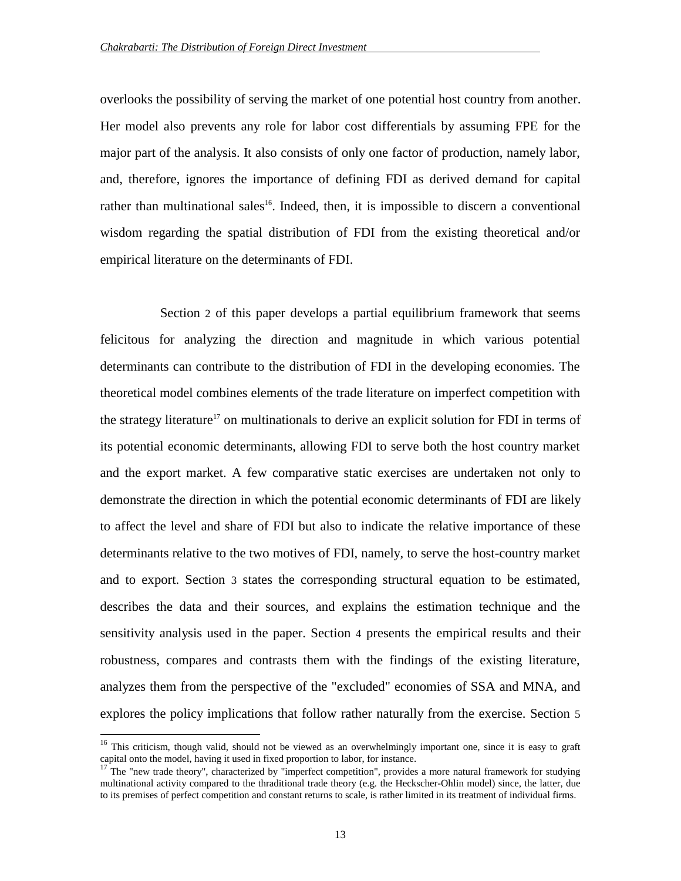overlooks the possibility of serving the market of one potential host country from another. Her model also prevents any role for labor cost differentials by assuming FPE for the major part of the analysis. It also consists of only one factor of production, namely labor, and, therefore, ignores the importance of defining FDI as derived demand for capital rather than multinational sales[16]. Indeed, then, it is impossible to discern a conventional wisdom regarding the spatial distribution of FDI from the existing theoretical and/or empirical literature on the determinants of FDI.

Section 2 of this paper develops a partial equilibrium framework that seems felicitous for analyzing the direction and magnitude in which various potential determinants can contribute to the distribution of FDI in the developing economies. The theoretical model combines elements of the trade literature on imperfect competition with the strategy literature[17] on multinationals to derive an explicit solution for FDI in terms of its potential economic determinants, allowing FDI to serve both the host country market and the export market. A few comparative static exercises are undertaken not only to demonstrate the direction in which the potential economic determinants of FDI are likely to affect the level and share of FDI but also to indicate the relative importance of these determinants relative to the two motives of FDI, namely, to serve the host-country market and to export. Section 3 states the corresponding structural equation to be estimated, describes the data and their sources, and explains the estimation technique and the sensitivity analysis used in the paper. Section 4 presents the empirical results and their robustness, compares and contrasts them with the findings of the existing literature, analyzes them from the perspective of the "excluded" economies of SSA and MNA, and explores the policy implications that follow rather naturally from the exercise. Section 5

---

[16] This criticism, though valid, should not be viewed as an overwhelmingly important one, since it is easy to graft capital onto the model, having it used in fixed proportion to labor, for instance.

[17] The "new trade theory", characterized by "imperfect competition", provides a more natural framework for studying multinational activity compared to the thraditional trade theory (e.g. the Heckscher-Ohlin model) since, the latter, due to its premises of perfect competition and constant returns to scale, is rather limited in its treatment of individual firms.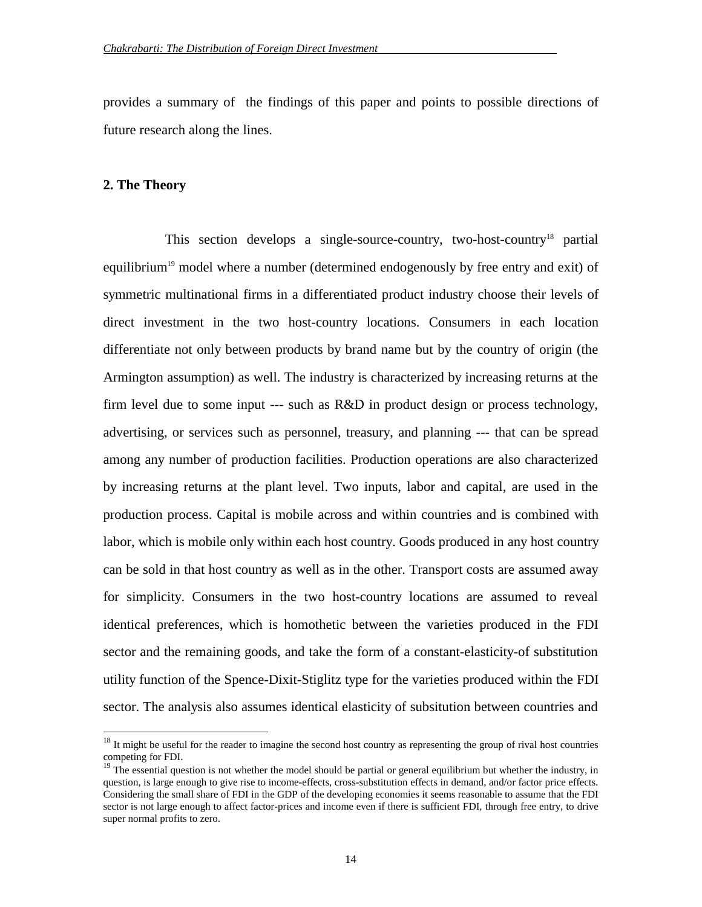provides a summary of the findings of this paper and points to possible directions of future research along the lines.

## 2. The Theory

This section develops a single-source-country, two-host-country[18] partial equilibrium[19] model where a number (determined endogenously by free entry and exit) of symmetric multinational firms in a differentiated product industry choose their levels of direct investment in the two host-country locations. Consumers in each location differentiate not only between products by brand name but by the country of origin (the Armington assumption) as well. The industry is characterized by increasing returns at the firm level due to some input --- such as R&D in product design or process technology, advertising, or services such as personnel, treasury, and planning --- that can be spread among any number of production facilities. Production operations are also characterized by increasing returns at the plant level. Two inputs, labor and capital, are used in the production process. Capital is mobile across and within countries and is combined with labor, which is mobile only within each host country. Goods produced in any host country can be sold in that host country as well as in the other. Transport costs are assumed away for simplicity. Consumers in the two host-country locations are assumed to reveal identical preferences, which is homothetic between the varieties produced in the FDI sector and the remaining goods, and take the form of a constant-elasticity-of substitution utility function of the Spence-Dixit-Stiglitz type for the varieties produced within the FDI sector. The analysis also assumes identical elasticity of subsitution between countries and

---

[18] It might be useful for the reader to imagine the second host country as representing the group of rival host countries competing for FDI.

[19] The essential question is not whether the model should be partial or general equilibrium but whether the industry, in question, is large enough to give rise to income-effects, cross-substitution effects in demand, and/or factor price effects. Considering the small share of FDI in the GDP of the developing economies it seems reasonable to assume that the FDI sector is not large enough to affect factor-prices and income even if there is sufficient FDI, through free entry, to drive super normal profits to zero.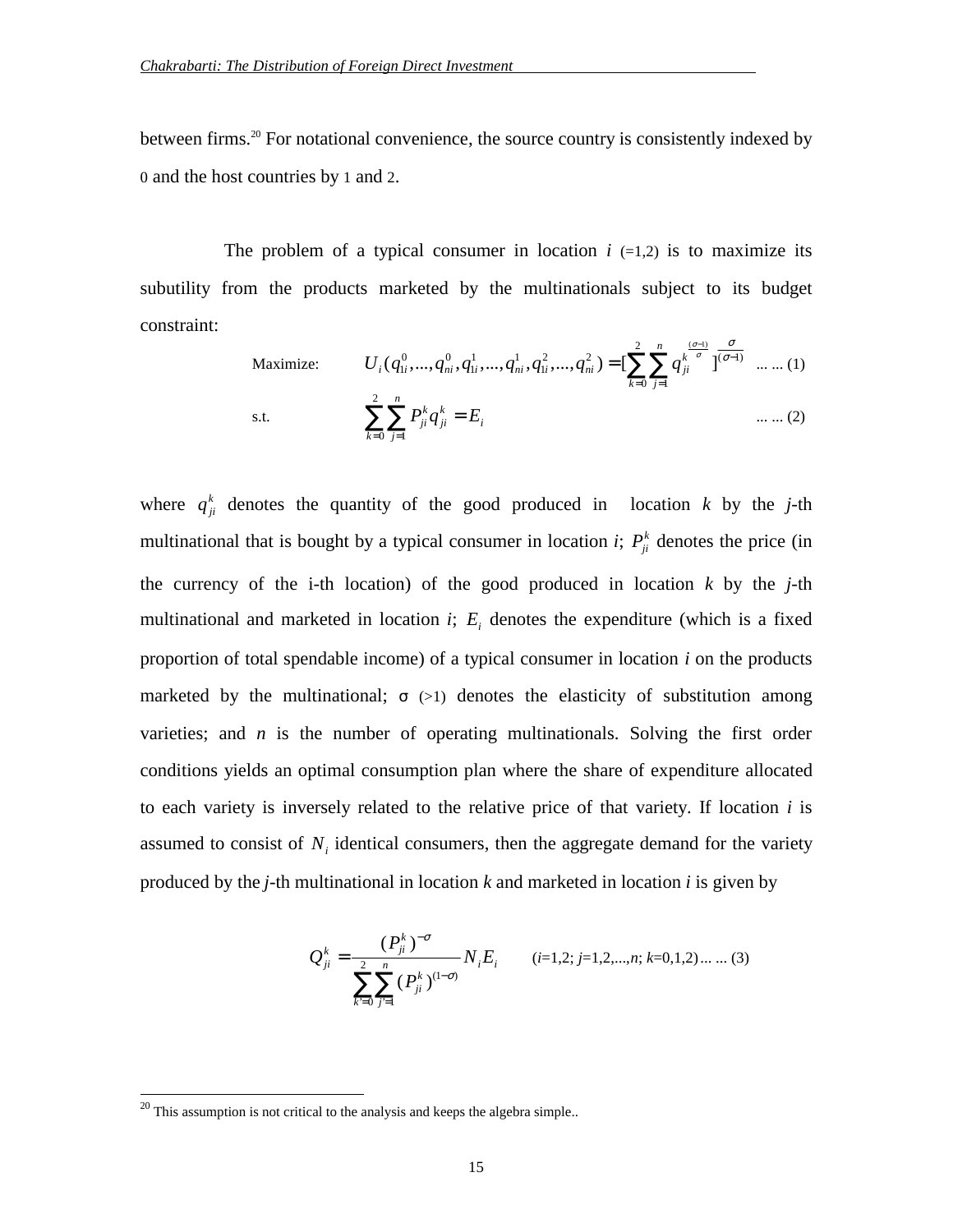between firms.[20] For notational convenience, the source country is consistently indexed by 0 and the host countries by 1 and 2.

The problem of a typical consumer in location $i$ (=1,2) is to maximize its subutility from the products marketed by the multinationals subject to its budget constraint:

$$\text{Maximize:} \qquad U_i(q_{1i}^0,...,q_{ni}^0,q_{1i}^1,...,q_{ni}^1,q_{1i}^2,...,q_{ni}^2) = [\sum_{k=0}^{2}\sum_{j=1}^{n} q_{ji}^{k\frac{(\sigma-1)}{\sigma}}]^{\frac{\sigma}{(\sigma-1)}} \quad ... ... (1)$$

$$\text{s.t.} \qquad \sum_{k=0}^{2}\sum_{j=1}^{n} P_{ji}^k q_{ji}^k = E_i \quad ... ... (2)$$

where $q_{ji}^k$ denotes the quantity of the good produced in location $k$ by the $j$-th multinational that is bought by a typical consumer in location $i$; $P_{ji}^k$ denotes the price (in the currency of the i-th location) of the good produced in location $k$ by the $j$-th multinational and marketed in location $i$; $E_i$ denotes the expenditure (which is a fixed proportion of total spendable income) of a typical consumer in location $i$ on the products marketed by the multinational; σ (>1) denotes the elasticity of substitution among varieties; and $n$ is the number of operating multinationals. Solving the first order conditions yields an optimal consumption plan where the share of expenditure allocated to each variety is inversely related to the relative price of that variety. If location $i$ is assumed to consist of $N_i$ identical consumers, then the aggregate demand for the variety produced by the $j$-th multinational in location $k$ and marketed in location $i$ is given by

$$Q_{ji}^k = \frac{(P_{ji}^k)^{-\sigma}}{\sum_{k'=0}^{2}\sum_{j'=1}^{n}(P_{ji}^k)^{(1-\sigma)}} N_i E_i \qquad (i=1,2;\ j=1,2,...,n;\ k=0,1,2) ... ... (3)$$

[20] This assumption is not critical to the analysis and keeps the algebra simple..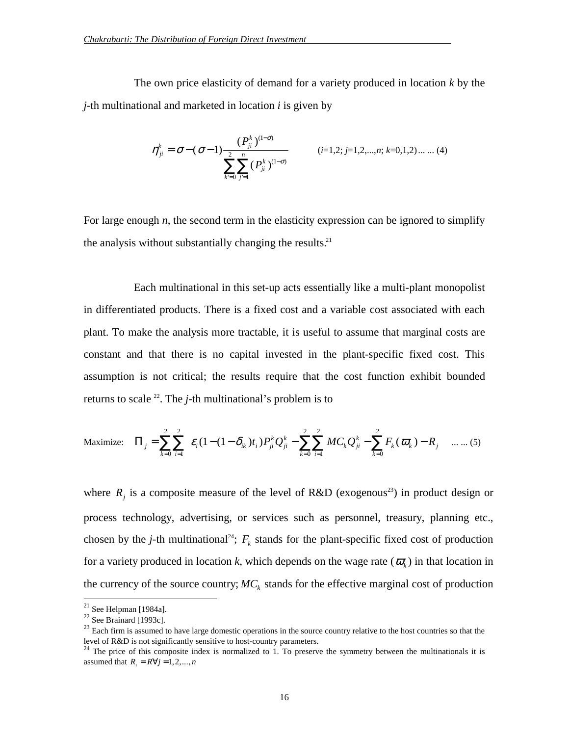The own price elasticity of demand for a variety produced in location $k$ by the $j$-th multinational and marketed in location $i$ is given by

$$\eta_{ji}^{k} = \sigma - (\sigma - 1)\frac{(P_{ji}^{k})^{(1-\sigma)}}{\sum_{k'=0}^{2}\sum_{j'=1}^{n}(P_{ji}^{k})^{(1-\sigma)}} \qquad (i=1,2;\ j=1,2,...,n;\ k=0,1,2) \ldots \ldots (4)$$

For large enough $n$, the second term in the elasticity expression can be ignored to simplify the analysis without substantially changing the results.[21]

Each multinational in this set-up acts essentially like a multi-plant monopolist in differentiated products. There is a fixed cost and a variable cost associated with each plant. To make the analysis more tractable, it is useful to assume that marginal costs are constant and that there is no capital invested in the plant-specific fixed cost. This assumption is not critical; the results require that the cost function exhibit bounded returns to scale [22]. The $j$-th multinational's problem is to

$$\text{Maximize:} \quad \Pi_{j} = \sum_{k=0}^{2}\sum_{i=1}^{2} \varepsilon_{i}(1-(1-\delta_{ik})t_{i})P_{ji}^{k}Q_{ji}^{k} - \sum_{k=0}^{2}\sum_{i=1}^{2} MC_{k}Q_{ji}^{k} - \sum_{k=0}^{2} F_{k}(\varpi_{k}) - R_{j} \quad \ldots \ldots (5)$$

where $R_j$ is a composite measure of the level of R&D (exogenous[23]) in product design or process technology, advertising, or services such as personnel, treasury, planning etc., chosen by the $j$-th multinational[24]; $F_k$ stands for the plant-specific fixed cost of production for a variety produced in location $k$, which depends on the wage rate ($\varpi_k$) in that location in the currency of the source country; $MC_k$ stands for the effective marginal cost of production

---

[21] See Helpman [1984a].

[22] See Brainard [1993c].

[23] Each firm is assumed to have large domestic operations in the source country relative to the host countries so that the level of R&D is not significantly sensitive to host-country parameters.

[24] The price of this composite index is normalized to 1. To preserve the symmetry between the multinationals it is assumed that $R_j = R \forall j = 1,2,...,n$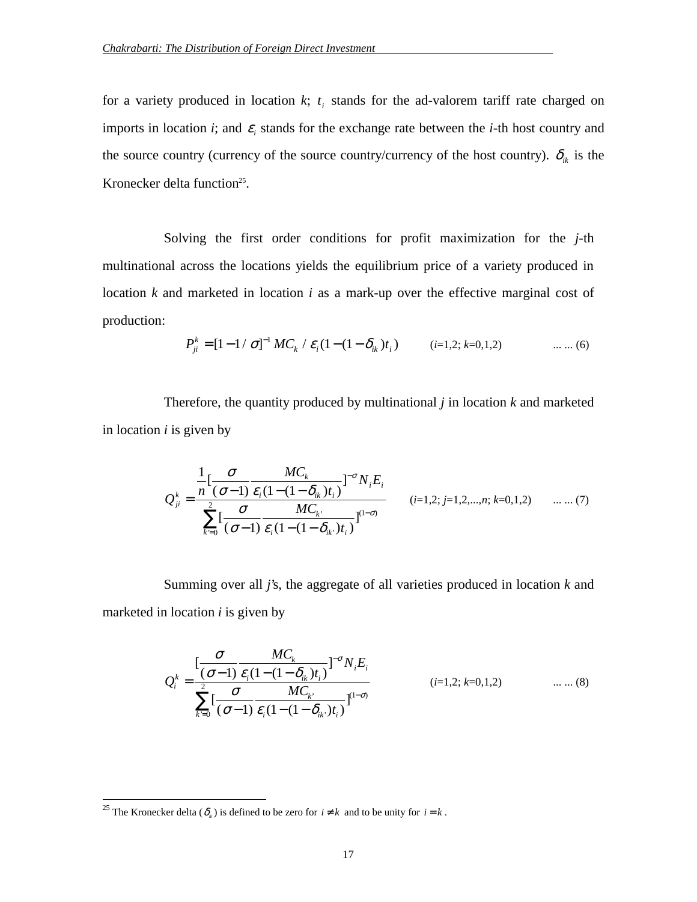for a variety produced in location *k*; $t_i$ stands for the ad-valorem tariff rate charged on imports in location *i*; and $\varepsilon_i$ stands for the exchange rate between the *i*-th host country and the source country (currency of the source country/currency of the host country). $\delta_{ik}$ is the Kronecker delta function[25].

Solving the first order conditions for profit maximization for the *j*-th multinational across the locations yields the equilibrium price of a variety produced in location *k* and marketed in location *i* as a mark-up over the effective marginal cost of production:

$$P_{ji}^{k} = [1 - 1/\sigma]^{-1} MC_k \,/\, \varepsilon_i (1 - (1 - \delta_{ik}) t_i) \qquad (i{=}1{,}2;\ k{=}0{,}1{,}2) \qquad \text{... ... (6)}$$

Therefore, the quantity produced by multinational *j* in location *k* and marketed in location *i* is given by

$$Q_{ji}^{k} = \frac{\frac{1}{n}\left[\frac{\sigma}{(\sigma-1)} \frac{MC_k}{\varepsilon_i (1-(1-\delta_{ik})t_i)}\right]^{-\sigma} N_i E_i}{\sum_{k'=0}^{2} \left[\frac{\sigma}{(\sigma-1)} \frac{MC_{k'}}{\varepsilon_i (1-(1-\delta_{ik'})t_i)}\right]^{(1-\sigma)}} \qquad (i{=}1{,}2;\ j{=}1{,}2{,}...{,}n;\ k{=}0{,}1{,}2) \qquad \text{... ... (7)}$$

Summing over all *j*'s, the aggregate of all varieties produced in location *k* and marketed in location *i* is given by

$$Q_{i}^{k} = \frac{\left[\frac{\sigma}{(\sigma-1)} \frac{MC_k}{\varepsilon_i (1-(1-\delta_{ik})t_i)}\right]^{-\sigma} N_i E_i}{\sum_{k'=0}^{2} \left[\frac{\sigma}{(\sigma-1)} \frac{MC_{k'}}{\varepsilon_i (1-(1-\delta_{ik'})t_i)}\right]^{(1-\sigma)}} \qquad (i{=}1{,}2;\ k{=}0{,}1{,}2) \qquad \text{... ... (8)}$$

---

[25] The Kronecker delta ($\delta_{ik}$) is defined to be zero for $i \neq k$ and to be unity for $i = k$.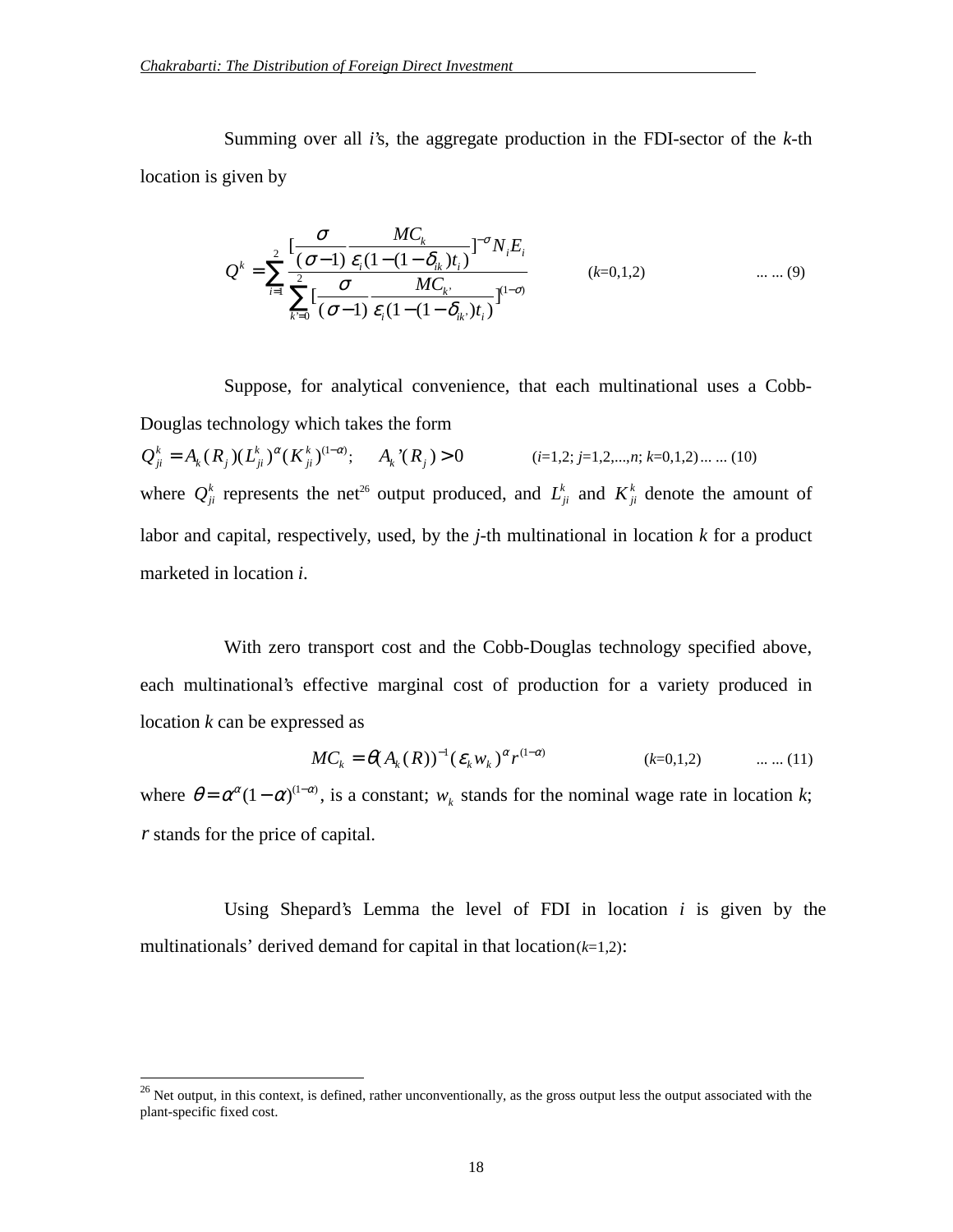Summing over all *i*'s, the aggregate production in the FDI-sector of the *k*-th location is given by

$$Q^k = \sum_{i=1}^{2} \frac{[\frac{\sigma}{(\sigma-1)} \frac{MC_k}{\varepsilon_i(1-(1-\delta_{ik})t_i)}]^{-\sigma} N_i E_i}{\sum_{k'=0}^{2} [\frac{\sigma}{(\sigma-1)} \frac{MC_{k'}}{\varepsilon_i(1-(1-\delta_{ik'})t_i)}]^{(1-\sigma)}} \qquad (k=0,1,2) \qquad \text{... ... (9)}$$

Suppose, for analytical convenience, that each multinational uses a Cobb-Douglas technology which takes the form

$$Q_{ji}^k = A_k(R_j)(L_{ji}^k)^{\alpha}(K_{ji}^k)^{(1-\alpha)}; \quad A_k'(R_j) > 0 \qquad (i=1,2;\ j=1,2,...,n;\ k=0,1,2) \text{ ... ... (10)}$$

where $Q_{ji}^k$ represents the net[26] output produced, and $L_{ji}^k$ and $K_{ji}^k$ denote the amount of labor and capital, respectively, used, by the *j*-th multinational in location *k* for a product marketed in location *i*.

With zero transport cost and the Cobb-Douglas technology specified above, each multinational's effective marginal cost of production for a variety produced in location *k* can be expressed as

$$MC_k = \theta(A_k(R))^{-1}(\varepsilon_k w_k)^{\alpha} r^{(1-\alpha)} \qquad (k=0,1,2) \qquad \text{... ... (11)}$$

where $\theta = \alpha^{\alpha}(1-\alpha)^{(1-\alpha)}$, is a constant; $w_k$ stands for the nominal wage rate in location *k*; $r$ stands for the price of capital.

Using Shepard's Lemma the level of FDI in location *i* is given by the multinationals' derived demand for capital in that location($k$=1,2):

---

[26] Net output, in this context, is defined, rather unconventionally, as the gross output less the output associated with the plant-specific fixed cost.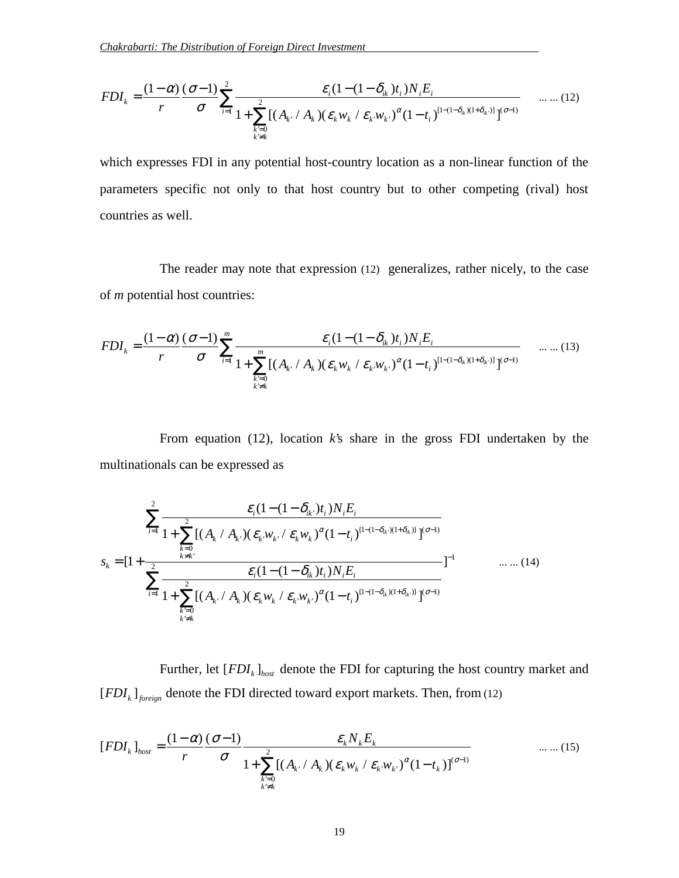$$FDI_k = \frac{(1-\alpha)}{r}\frac{(\sigma-1)}{\sigma}\sum_{i=1}^{2}\frac{\varepsilon_i(1-(1-\delta_{ik})t_i)N_iE_i}{1+\sum_{\substack{k'=0\\k'\neq k}}^{2}[(A_{k'}/A_k)(\varepsilon_k w_k/\varepsilon_{k'}w_{k'})^{\alpha}(1-t_i)^{[1-(1-\delta_{ik})(1+\delta_{ik'})]}]^{(\sigma-1)}} \quad \text{... ... (12)}$$

which expresses FDI in any potential host-country location as a non-linear function of the parameters specific not only to that host country but to other competing (rival) host countries as well.

The reader may note that expression (12) generalizes, rather nicely, to the case of *m* potential host countries:

$$FDI_k = \frac{(1-\alpha)}{r}\frac{(\sigma-1)}{\sigma}\sum_{i=1}^{m}\frac{\varepsilon_i(1-(1-\delta_{ik})t_i)N_iE_i}{1+\sum_{\substack{k'=0\\k'\neq k}}^{m}[(A_{k'}/A_k)(\varepsilon_k w_k/\varepsilon_{k'}w_{k'})^{\alpha}(1-t_i)^{[1-(1-\delta_{ik})(1+\delta_{ik'})]}]^{(\sigma-1)}} \quad \text{... ... (13)}$$

From equation (12), location *k*'s share in the gross FDI undertaken by the multinationals can be expressed as

$$s_k = [1+\frac{\sum_{i=1}^{2}\frac{\varepsilon_i(1-(1-\delta_{ik'})t_i)N_iE_i}{1+\sum_{\substack{k=0\\k\neq k'}}^{2}[(A_k/A_{k'})(\varepsilon_{k'}w_{k'}/\varepsilon_k w_k)^{\alpha}(1-t_i)^{\{1-(1-\delta_{ik'})(1+\delta_{ik})\}}]^{(\sigma-1)}}}{\sum_{i=1}^{2}\frac{\varepsilon_i(1-(1-\delta_{ik})t_i)N_iE_i}{1+\sum_{\substack{k'=0\\k'\neq k}}^{2}[(A_{k'}/A_k)(\varepsilon_k w_k/\varepsilon_{k'}w_{k'})^{\alpha}(1-t_i)^{\{1-(1-\delta_{ik})(1+\delta_{ik'})\}}]^{(\sigma-1)}}}]^{-1} \quad \text{... ... (14)}$$

Further, let $[FDI_k]_{host}$ denote the FDI for capturing the host country market and $[FDI_k]_{foreign}$ denote the FDI directed toward export markets. Then, from (12)

$$[FDI_k]_{host} = \frac{(1-\alpha)}{r}\frac{(\sigma-1)}{\sigma}\frac{\varepsilon_k N_k E_k}{1+\sum_{\substack{k'=0\\k'\neq k}}^{2}[(A_{k'}/A_k)(\varepsilon_k w_k/\varepsilon_{k'}w_{k'})^{\alpha}(1-t_k)]^{(\sigma-1)}} \quad \text{... ... (15)}$$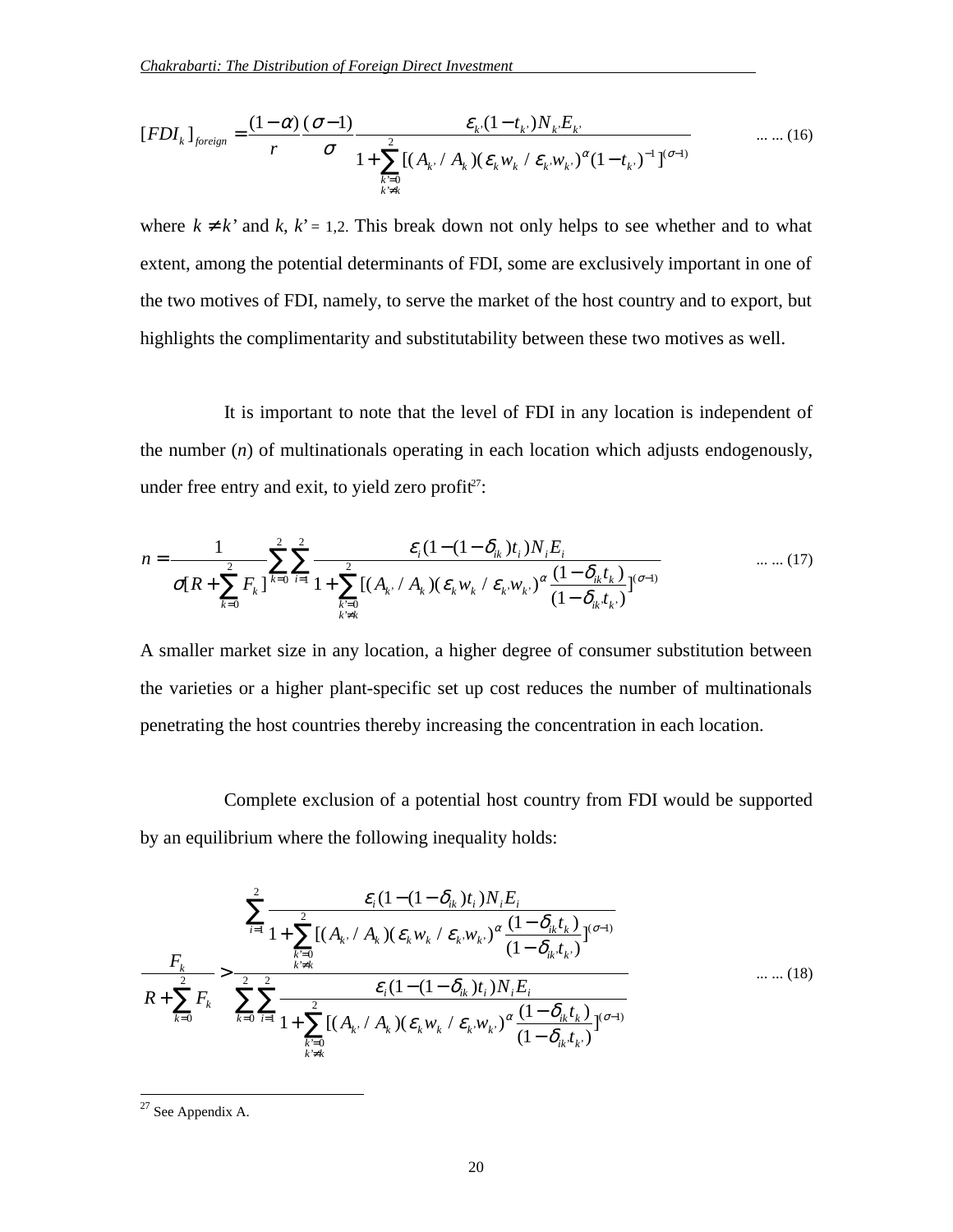$$[FDI_k]_{foreign} = \frac{(1-\alpha)}{r}\frac{(\sigma-1)}{\sigma}\frac{\varepsilon_{k'}(1-t_{k'})N_{k'}E_{k'}}{1+\sum_{\substack{k'=0 \\ k'\neq k}}^{2}[(A_{k'}/A_k)(\varepsilon_k w_k/\varepsilon_{k'}w_{k'})^{\alpha}(1-t_{k'})^{-1}]^{(\sigma-1)}} \quad \text{... ... (16)}$$

where $k \neq k'$ and $k$, $k' = 1,2$. This break down not only helps to see whether and to what extent, among the potential determinants of FDI, some are exclusively important in one of the two motives of FDI, namely, to serve the market of the host country and to export, but highlights the complimentarity and substitutability between these two motives as well.

It is important to note that the level of FDI in any location is independent of the number ($n$) of multinationals operating in each location which adjusts endogenously, under free entry and exit, to yield zero profit[27]:

$$n = \frac{1}{\sigma[R+\sum_{k=0}^{2}F_k]}\sum_{k=0}^{2}\sum_{i=1}^{2}\frac{\varepsilon_i(1-(1-\delta_{ik})t_i)N_iE_i}{1+\sum_{\substack{k'=0 \\ k'\neq k}}^{2}[(A_{k'}/A_k)(\varepsilon_k w_k/\varepsilon_{k'}w_{k'})^{\alpha}\frac{(1-\delta_{ik}t_k)}{(1-\delta_{ik'}t_{k'})}]^{(\sigma-1)}} \quad \text{... ... (17)}$$

A smaller market size in any location, a higher degree of consumer substitution between the varieties or a higher plant-specific set up cost reduces the number of multinationals penetrating the host countries thereby increasing the concentration in each location.

Complete exclusion of a potential host country from FDI would be supported by an equilibrium where the following inequality holds:

$$\frac{F_k}{R+\sum_{k=0}^{2}F_k} > \frac{\sum_{i=1}^{2}\frac{\varepsilon_i(1-(1-\delta_{ik})t_i)N_iE_i}{1+\sum_{\substack{k'=0 \\ k'\neq k}}^{2}[(A_{k'}/A_k)(\varepsilon_k w_k/\varepsilon_{k'}w_{k'})^{\alpha}\frac{(1-\delta_{ik}t_k)}{(1-\delta_{ik'}t_{k'})}]^{(\sigma-1)}}}{\sum_{k=0}^{2}\sum_{i=1}^{2}\frac{\varepsilon_i(1-(1-\delta_{ik})t_i)N_iE_i}{1+\sum_{\substack{k'=0 \\ k'\neq k}}^{2}[(A_{k'}/A_k)(\varepsilon_k w_k/\varepsilon_{k'}w_{k'})^{\alpha}\frac{(1-\delta_{ik}t_k)}{(1-\delta_{ik'}t_{k'})}]^{(\sigma-1)}}} \quad \text{... ... (18)}$$

---

[27] See Appendix A.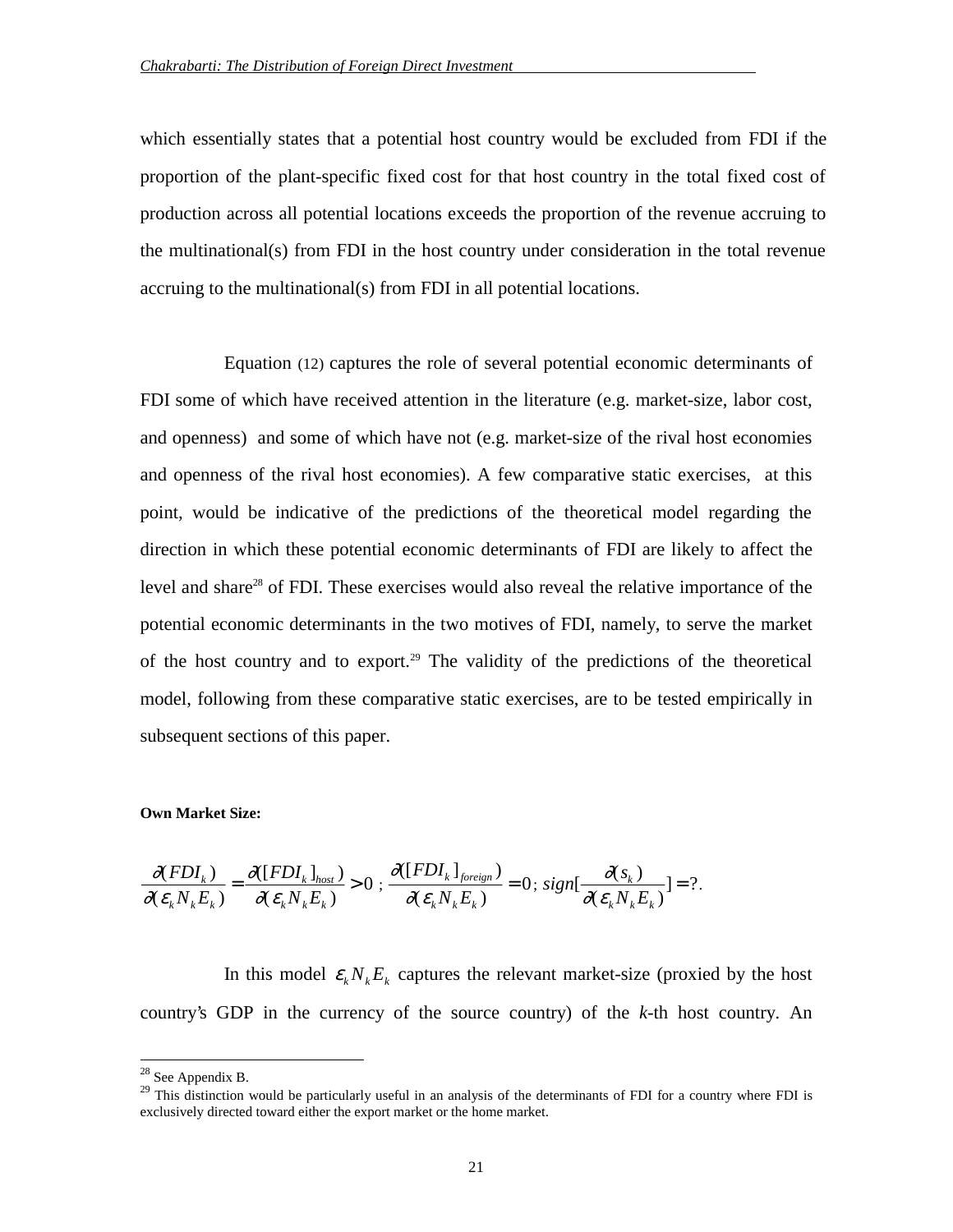which essentially states that a potential host country would be excluded from FDI if the proportion of the plant-specific fixed cost for that host country in the total fixed cost of production across all potential locations exceeds the proportion of the revenue accruing to the multinational(s) from FDI in the host country under consideration in the total revenue accruing to the multinational(s) from FDI in all potential locations.

Equation (12) captures the role of several potential economic determinants of FDI some of which have received attention in the literature (e.g. market-size, labor cost, and openness) and some of which have not (e.g. market-size of the rival host economies and openness of the rival host economies). A few comparative static exercises, at this point, would be indicative of the predictions of the theoretical model regarding the direction in which these potential economic determinants of FDI are likely to affect the level and share[28] of FDI. These exercises would also reveal the relative importance of the potential economic determinants in the two motives of FDI, namely, to serve the market of the host country and to export.[29] The validity of the predictions of the theoretical model, following from these comparative static exercises, are to be tested empirically in subsequent sections of this paper.

**Own Market Size:**

$$\frac{\partial (FDI_k)}{\partial (\varepsilon_k N_k E_k)} = \frac{\partial ([FDI_k]_{host})}{\partial (\varepsilon_k N_k E_k)} > 0 \; ; \; \frac{\partial ([FDI_k]_{foreign})}{\partial (\varepsilon_k N_k E_k)} = 0 \; ; \; sign[\frac{\partial (s_k)}{\partial (\varepsilon_k N_k E_k)}] = ?.$$

In this model $\varepsilon_k N_k E_k$ captures the relevant market-size (proxied by the host country's GDP in the currency of the source country) of the *k*-th host country. An

[28] See Appendix B.

[29] This distinction would be particularly useful in an analysis of the determinants of FDI for a country where FDI is exclusively directed toward either the export market or the home market.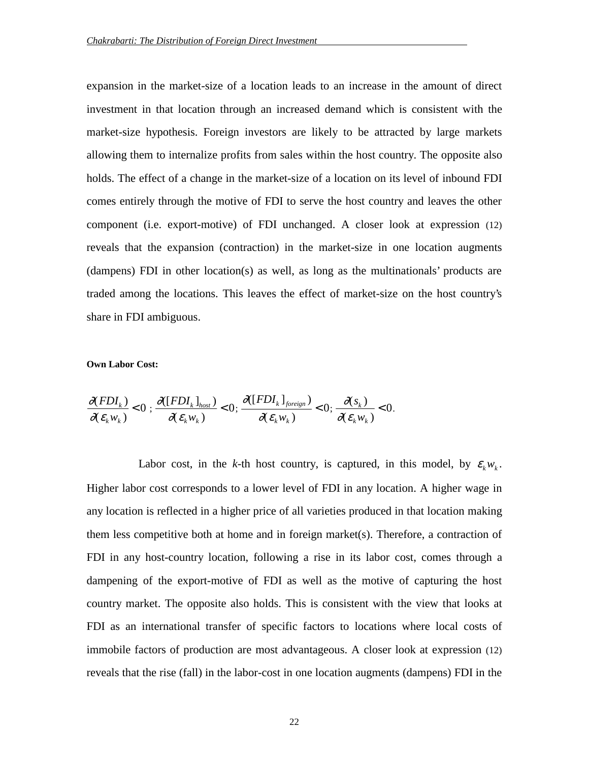expansion in the market-size of a location leads to an increase in the amount of direct investment in that location through an increased demand which is consistent with the market-size hypothesis. Foreign investors are likely to be attracted by large markets allowing them to internalize profits from sales within the host country. The opposite also holds. The effect of a change in the market-size of a location on its level of inbound FDI comes entirely through the motive of FDI to serve the host country and leaves the other component (i.e. export-motive) of FDI unchanged. A closer look at expression (12) reveals that the expansion (contraction) in the market-size in one location augments (dampens) FDI in other location(s) as well, as long as the multinationals' products are traded among the locations. This leaves the effect of market-size on the host country's share in FDI ambiguous.

**Own Labor Cost:**

$$\frac{\partial(FDI_k)}{\partial(\varepsilon_k w_k)} < 0\ ;\ \frac{\partial([FDI_k]_{host})}{\partial(\varepsilon_k w_k)} < 0;\ \frac{\partial([FDI_k]_{foreign})}{\partial(\varepsilon_k w_k)} < 0;\ \frac{\partial(s_k)}{\partial(\varepsilon_k w_k)} < 0.$$

Labor cost, in the *k*-th host country, is captured, in this model, by $\varepsilon_k w_k$. Higher labor cost corresponds to a lower level of FDI in any location. A higher wage in any location is reflected in a higher price of all varieties produced in that location making them less competitive both at home and in foreign market(s). Therefore, a contraction of FDI in any host-country location, following a rise in its labor cost, comes through a dampening of the export-motive of FDI as well as the motive of capturing the host country market. The opposite also holds. This is consistent with the view that looks at FDI as an international transfer of specific factors to locations where local costs of immobile factors of production are most advantageous. A closer look at expression (12) reveals that the rise (fall) in the labor-cost in one location augments (dampens) FDI in the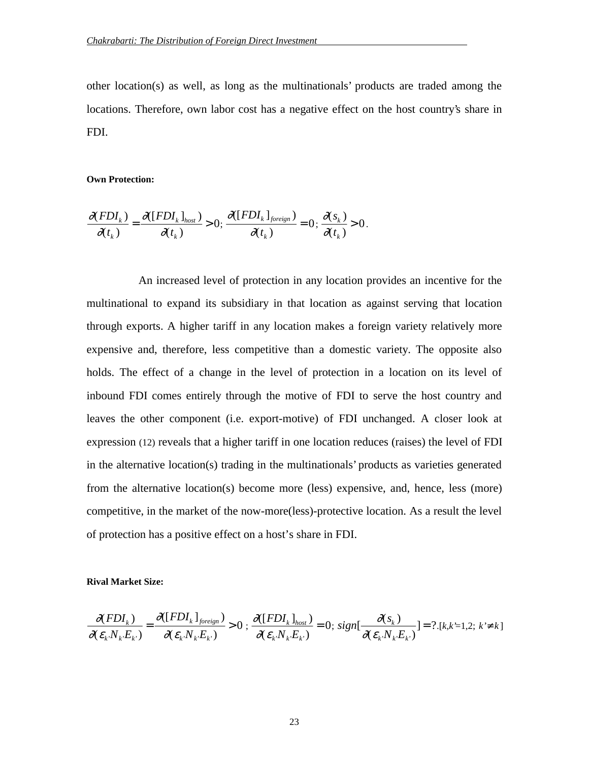other location(s) as well, as long as the multinationals' products are traded among the locations. Therefore, own labor cost has a negative effect on the host country's share in FDI.

**Own Protection:**

$$\frac{\partial(FDI_k)}{\partial(t_k)} = \frac{\partial([FDI_k]_{host})}{\partial(t_k)} > 0;\ \frac{\partial([FDI_k]_{foreign})}{\partial(t_k)} = 0;\ \frac{\partial(s_k)}{\partial(t_k)} > 0.$$

An increased level of protection in any location provides an incentive for the multinational to expand its subsidiary in that location as against serving that location through exports. A higher tariff in any location makes a foreign variety relatively more expensive and, therefore, less competitive than a domestic variety. The opposite also holds. The effect of a change in the level of protection in a location on its level of inbound FDI comes entirely through the motive of FDI to serve the host country and leaves the other component (i.e. export-motive) of FDI unchanged. A closer look at expression (12) reveals that a higher tariff in one location reduces (raises) the level of FDI in the alternative location(s) trading in the multinationals' products as varieties generated from the alternative location(s) become more (less) expensive, and, hence, less (more) competitive, in the market of the now-more(less)-protective location. As a result the level of protection has a positive effect on a host's share in FDI.

**Rival Market Size:**

$$\frac{\partial(FDI_k)}{\partial(\varepsilon_{k'}N_{k'}E_{k'})} = \frac{\partial([FDI_k]_{foreign})}{\partial(\varepsilon_{k'}N_{k'}E_{k'})} > 0;\ \frac{\partial([FDI_k]_{host})}{\partial(\varepsilon_{k'}N_{k'}E_{k'})} = 0;\ sign[\frac{\partial(s_k)}{\partial(\varepsilon_{k'}N_{k'}E_{k'})}] = ?.[k,k'=1,2;\ k' \neq k]$$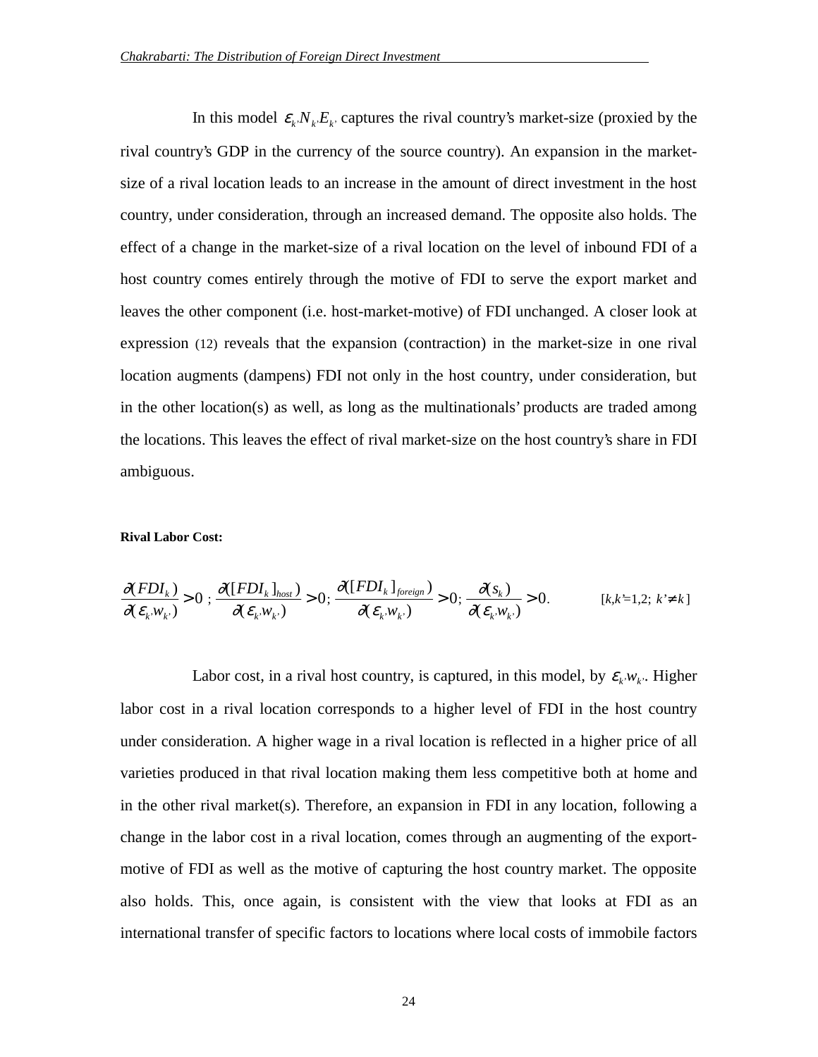In this model $\varepsilon_{k'} N_{k'} E_{k'}$ captures the rival country's market-size (proxied by the rival country's GDP in the currency of the source country). An expansion in the market-size of a rival location leads to an increase in the amount of direct investment in the host country, under consideration, through an increased demand. The opposite also holds. The effect of a change in the market-size of a rival location on the level of inbound FDI of a host country comes entirely through the motive of FDI to serve the export market and leaves the other component (i.e. host-market-motive) of FDI unchanged. A closer look at expression (12) reveals that the expansion (contraction) in the market-size in one rival location augments (dampens) FDI not only in the host country, under consideration, but in the other location(s) as well, as long as the multinationals' products are traded among the locations. This leaves the effect of rival market-size on the host country's share in FDI ambiguous.

**Rival Labor Cost:**

$$\frac{\partial(FDI_k)}{\partial(\varepsilon_{k'} w_{k'})} > 0 \; ; \; \frac{\partial([FDI_k]_{host})}{\partial(\varepsilon_{k'} w_{k'})} > 0; \; \frac{\partial([FDI_k]_{foreign})}{\partial(\varepsilon_{k'} w_{k'})} > 0; \; \frac{\partial(s_k)}{\partial(\varepsilon_{k'} w_{k'})} > 0. \qquad [k, k' = 1,2;\; k' \neq k]$$

Labor cost, in a rival host country, is captured, in this model, by $\varepsilon_{k'} w_{k'}$. Higher labor cost in a rival location corresponds to a higher level of FDI in the host country under consideration. A higher wage in a rival location is reflected in a higher price of all varieties produced in that rival location making them less competitive both at home and in the other rival market(s). Therefore, an expansion in FDI in any location, following a change in the labor cost in a rival location, comes through an augmenting of the export-motive of FDI as well as the motive of capturing the host country market. The opposite also holds. This, once again, is consistent with the view that looks at FDI as an international transfer of specific factors to locations where local costs of immobile factors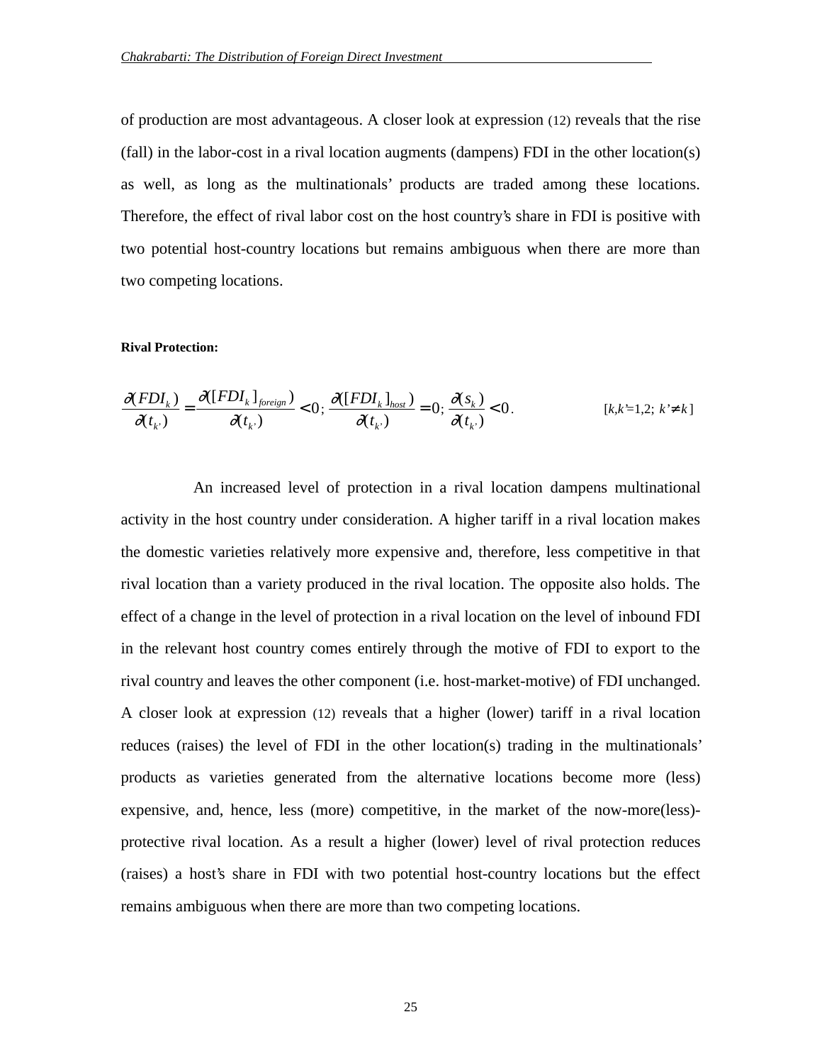of production are most advantageous. A closer look at expression (12) reveals that the rise (fall) in the labor-cost in a rival location augments (dampens) FDI in the other location(s) as well, as long as the multinationals' products are traded among these locations. Therefore, the effect of rival labor cost on the host country's share in FDI is positive with two potential host-country locations but remains ambiguous when there are more than two competing locations.

**Rival Protection:**

$$\frac{\partial(FDI_k)}{\partial(t_{k'})} = \frac{\partial([FDI_k]_{foreign})}{\partial(t_{k'})} < 0;\ \frac{\partial([FDI_k]_{host})}{\partial(t_{k'})} = 0;\ \frac{\partial(s_k)}{\partial(t_{k'})} < 0. \qquad [k,k'=1,2;\ k' \neq k]$$

An increased level of protection in a rival location dampens multinational activity in the host country under consideration. A higher tariff in a rival location makes the domestic varieties relatively more expensive and, therefore, less competitive in that rival location than a variety produced in the rival location. The opposite also holds. The effect of a change in the level of protection in a rival location on the level of inbound FDI in the relevant host country comes entirely through the motive of FDI to export to the rival country and leaves the other component (i.e. host-market-motive) of FDI unchanged. A closer look at expression (12) reveals that a higher (lower) tariff in a rival location reduces (raises) the level of FDI in the other location(s) trading in the multinationals' products as varieties generated from the alternative locations become more (less) expensive, and, hence, less (more) competitive, in the market of the now-more(less)-protective rival location. As a result a higher (lower) level of rival protection reduces (raises) a host's share in FDI with two potential host-country locations but the effect remains ambiguous when there are more than two competing locations.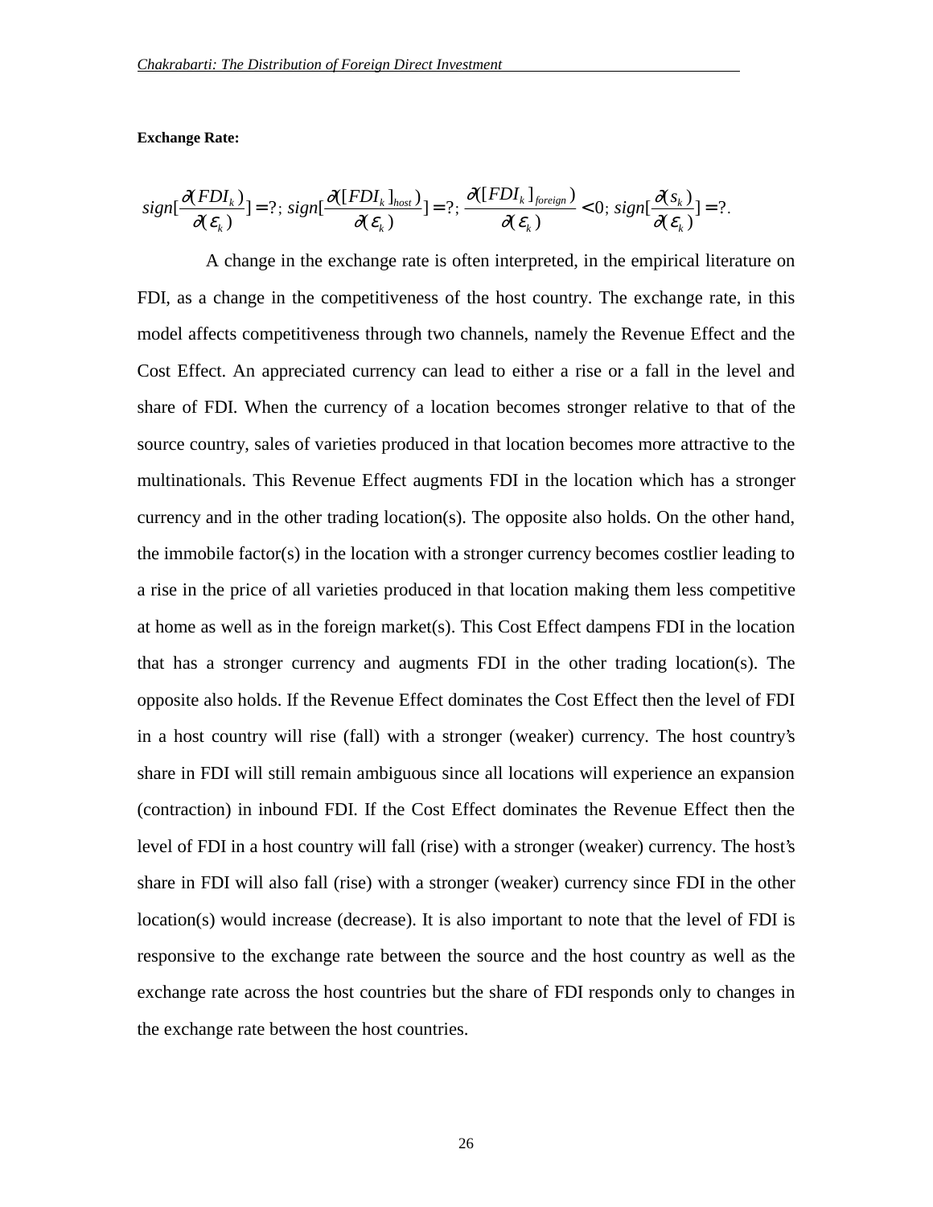**Exchange Rate:**

$$sign[\frac{\partial(FDI_k)}{\partial(\varepsilon_k)}] = ?;\ sign[\frac{\partial([FDI_k]_{host})}{\partial(\varepsilon_k)}] = ?;\ \frac{\partial([FDI_k]_{foreign})}{\partial(\varepsilon_k)} < 0;\ sign[\frac{\partial(s_k)}{\partial(\varepsilon_k)}] = ?.$$

A change in the exchange rate is often interpreted, in the empirical literature on FDI, as a change in the competitiveness of the host country. The exchange rate, in this model affects competitiveness through two channels, namely the Revenue Effect and the Cost Effect. An appreciated currency can lead to either a rise or a fall in the level and share of FDI. When the currency of a location becomes stronger relative to that of the source country, sales of varieties produced in that location becomes more attractive to the multinationals. This Revenue Effect augments FDI in the location which has a stronger currency and in the other trading location(s). The opposite also holds. On the other hand, the immobile factor(s) in the location with a stronger currency becomes costlier leading to a rise in the price of all varieties produced in that location making them less competitive at home as well as in the foreign market(s). This Cost Effect dampens FDI in the location that has a stronger currency and augments FDI in the other trading location(s). The opposite also holds. If the Revenue Effect dominates the Cost Effect then the level of FDI in a host country will rise (fall) with a stronger (weaker) currency. The host country's share in FDI will still remain ambiguous since all locations will experience an expansion (contraction) in inbound FDI. If the Cost Effect dominates the Revenue Effect then the level of FDI in a host country will fall (rise) with a stronger (weaker) currency. The host's share in FDI will also fall (rise) with a stronger (weaker) currency since FDI in the other location(s) would increase (decrease). It is also important to note that the level of FDI is responsive to the exchange rate between the source and the host country as well as the exchange rate across the host countries but the share of FDI responds only to changes in the exchange rate between the host countries.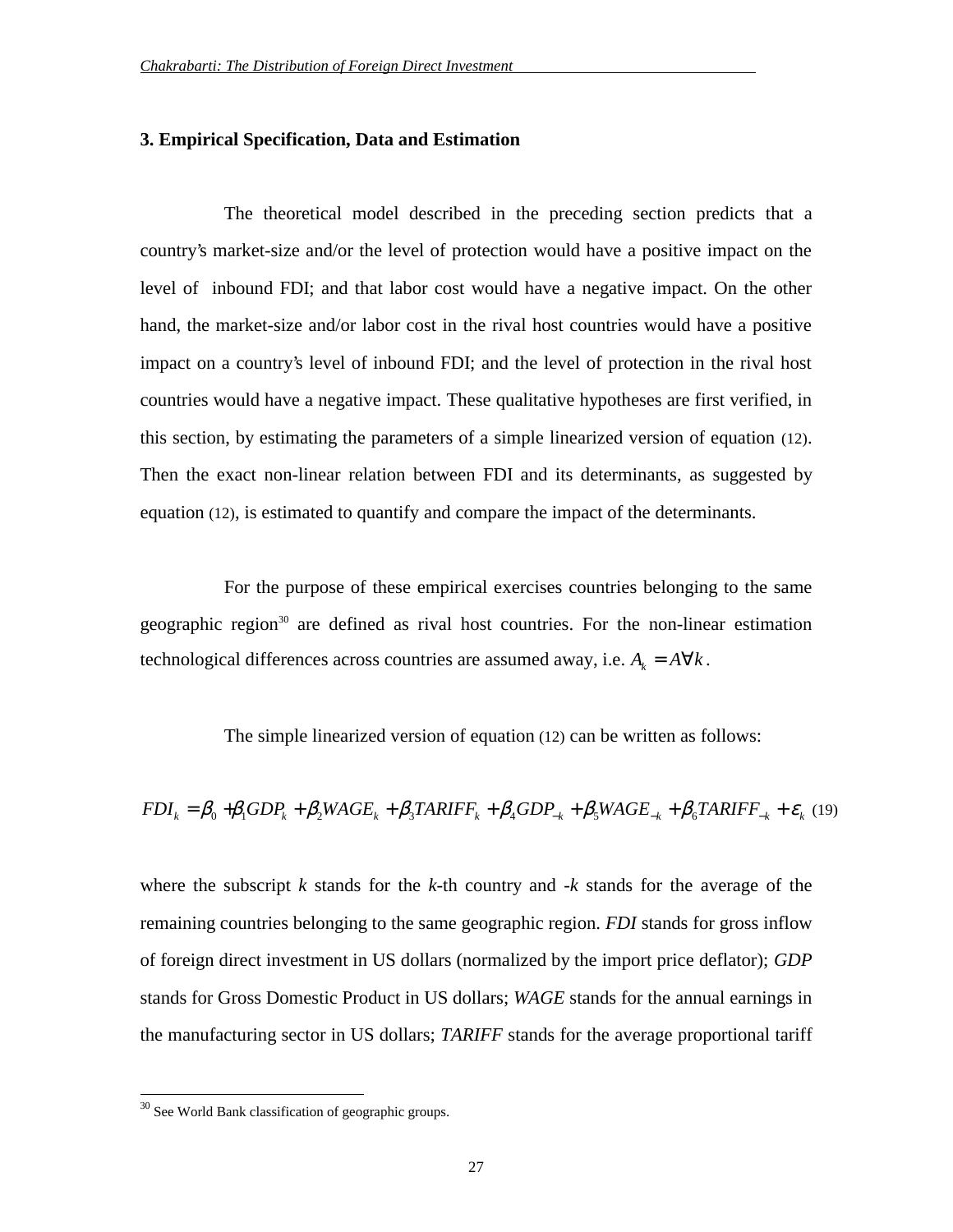## 3. Empirical Specification, Data and Estimation

The theoretical model described in the preceding section predicts that a country's market-size and/or the level of protection would have a positive impact on the level of inbound FDI; and that labor cost would have a negative impact. On the other hand, the market-size and/or labor cost in the rival host countries would have a positive impact on a country's level of inbound FDI; and the level of protection in the rival host countries would have a negative impact. These qualitative hypotheses are first verified, in this section, by estimating the parameters of a simple linearized version of equation (12). Then the exact non-linear relation between FDI and its determinants, as suggested by equation (12), is estimated to quantify and compare the impact of the determinants.

For the purpose of these empirical exercises countries belonging to the same geographic region[30] are defined as rival host countries. For the non-linear estimation technological differences across countries are assumed away, i.e. $A_k = A \forall k$.

The simple linearized version of equation (12) can be written as follows:

$$FDI_k = \beta_0 + \beta_1 GDP_k + \beta_2 WAGE_k + \beta_3 TARIFF_k + \beta_4 GDP_{-k} + \beta_5 WAGE_{-k} + \beta_6 TARIFF_{-k} + \varepsilon_k \quad (19)$$

where the subscript *k* stands for the *k*-th country and *-k* stands for the average of the remaining countries belonging to the same geographic region. *FDI* stands for gross inflow of foreign direct investment in US dollars (normalized by the import price deflator); *GDP* stands for Gross Domestic Product in US dollars; *WAGE* stands for the annual earnings in the manufacturing sector in US dollars; *TARIFF* stands for the average proportional tariff

[30] See World Bank classification of geographic groups.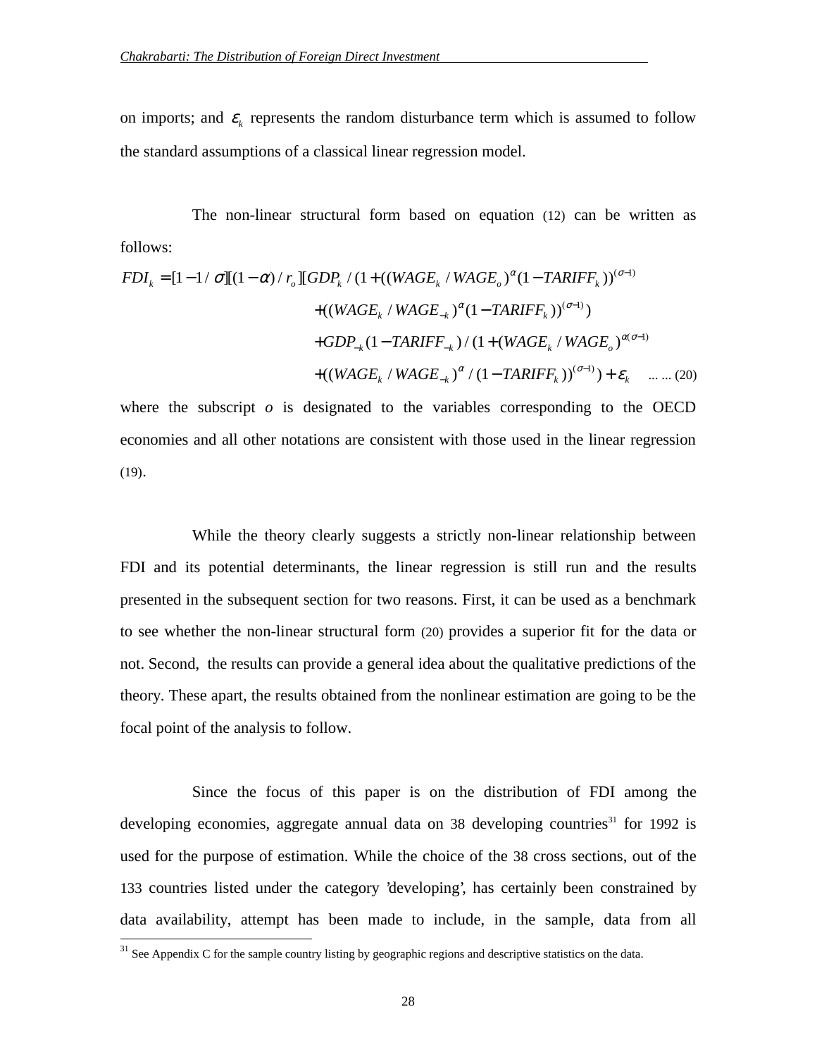on imports; and $\varepsilon_k$ represents the random disturbance term which is assumed to follow the standard assumptions of a classical linear regression model.

The non-linear structural form based on equation (12) can be written as follows:

$$
\begin{aligned}
FDI_k = [1-1/\sigma][(1-\alpha)/r_o][GDP_k / (1 + ((WAGE_k / WAGE_o)^{\alpha}(1-TARIFF_k))^{(\sigma-1)} \\
+((WAGE_k / WAGE_{-k})^{\alpha}(1-TARIFF_k))^{(\sigma-1)}) \\
+GDP_{-k}(1-TARIFF_{-k}) / (1 + (WAGE_k / WAGE_o)^{\alpha(\sigma-1)} \\
+((WAGE_k / WAGE_{-k})^{\alpha} / (1-TARIFF_k))^{(\sigma-1)}) + \varepsilon_k \quad \text{... ... (20)}
\end{aligned}
$$

where the subscript *o* is designated to the variables corresponding to the OECD economies and all other notations are consistent with those used in the linear regression (19).

While the theory clearly suggests a strictly non-linear relationship between FDI and its potential determinants, the linear regression is still run and the results presented in the subsequent section for two reasons. First, it can be used as a benchmark to see whether the non-linear structural form (20) provides a superior fit for the data or not. Second, the results can provide a general idea about the qualitative predictions of the theory. These apart, the results obtained from the nonlinear estimation are going to be the focal point of the analysis to follow.

Since the focus of this paper is on the distribution of FDI among the developing economies, aggregate annual data on 38 developing countries[31] for 1992 is used for the purpose of estimation. While the choice of the 38 cross sections, out of the 133 countries listed under the category 'developing', has certainly been constrained by data availability, attempt has been made to include, in the sample, data from all

[31] See Appendix C for the sample country listing by geographic regions and descriptive statistics on the data.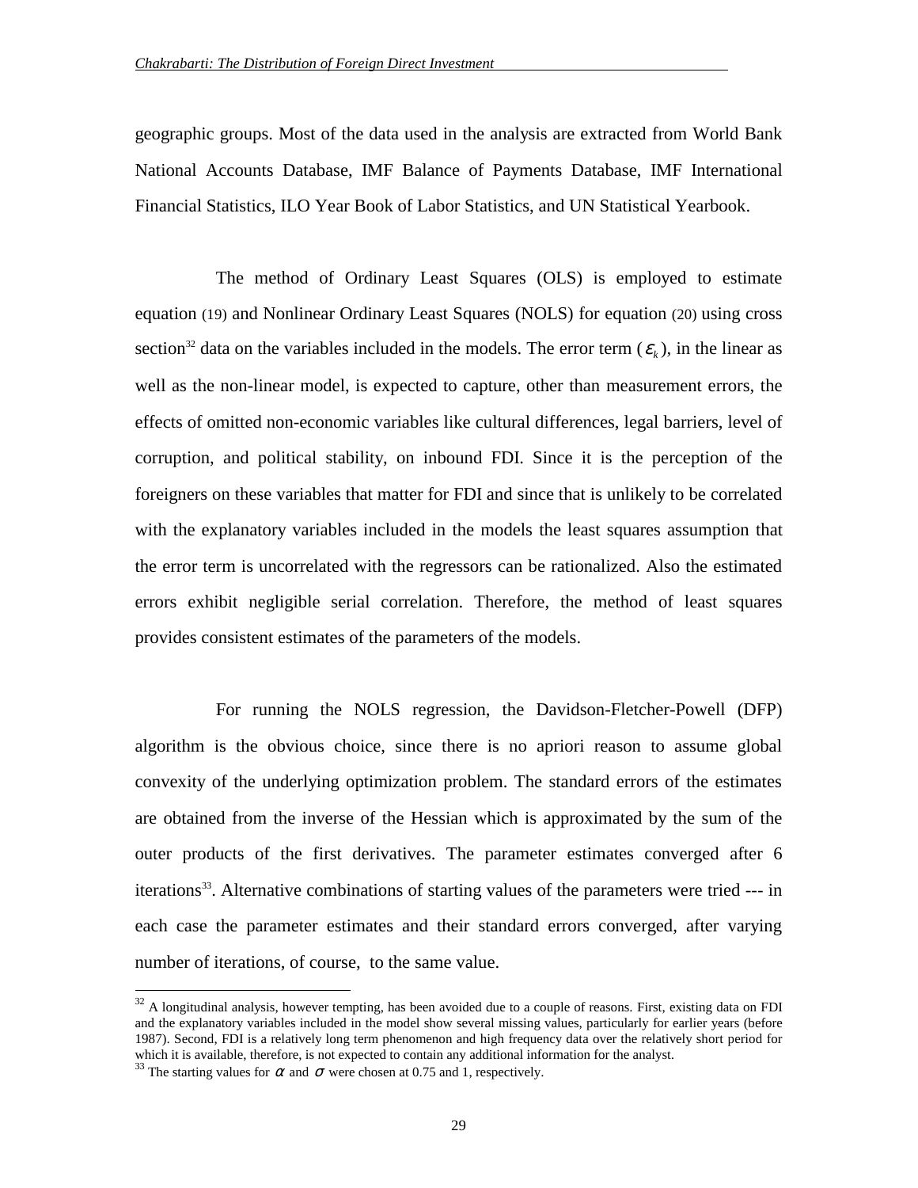geographic groups. Most of the data used in the analysis are extracted from World Bank National Accounts Database, IMF Balance of Payments Database, IMF International Financial Statistics, ILO Year Book of Labor Statistics, and UN Statistical Yearbook.

The method of Ordinary Least Squares (OLS) is employed to estimate equation (19) and Nonlinear Ordinary Least Squares (NOLS) for equation (20) using cross section[32] data on the variables included in the models. The error term ($\varepsilon_k$), in the linear as well as the non-linear model, is expected to capture, other than measurement errors, the effects of omitted non-economic variables like cultural differences, legal barriers, level of corruption, and political stability, on inbound FDI. Since it is the perception of the foreigners on these variables that matter for FDI and since that is unlikely to be correlated with the explanatory variables included in the models the least squares assumption that the error term is uncorrelated with the regressors can be rationalized. Also the estimated errors exhibit negligible serial correlation. Therefore, the method of least squares provides consistent estimates of the parameters of the models.

For running the NOLS regression, the Davidson-Fletcher-Powell (DFP) algorithm is the obvious choice, since there is no apriori reason to assume global convexity of the underlying optimization problem. The standard errors of the estimates are obtained from the inverse of the Hessian which is approximated by the sum of the outer products of the first derivatives. The parameter estimates converged after 6 iterations[33]. Alternative combinations of starting values of the parameters were tried --- in each case the parameter estimates and their standard errors converged, after varying number of iterations, of course, to the same value.

---

[32] A longitudinal analysis, however tempting, has been avoided due to a couple of reasons. First, existing data on FDI and the explanatory variables included in the model show several missing values, particularly for earlier years (before 1987). Second, FDI is a relatively long term phenomenon and high frequency data over the relatively short period for which it is available, therefore, is not expected to contain any additional information for the analyst.

[33] The starting values for $\alpha$ and $\sigma$ were chosen at 0.75 and 1, respectively.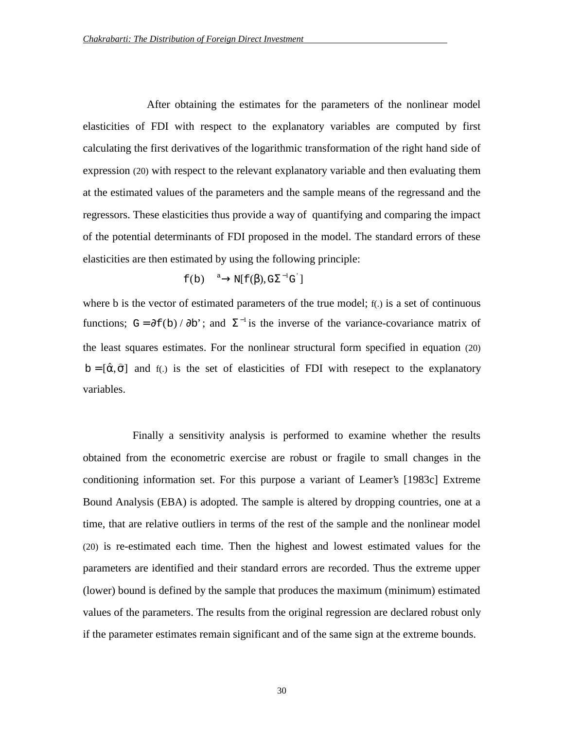After obtaining the estimates for the parameters of the nonlinear model elasticities of FDI with respect to the explanatory variables are computed by first calculating the first derivatives of the logarithmic transformation of the right hand side of expression (20) with respect to the relevant explanatory variable and then evaluating them at the estimated values of the parameters and the sample means of the regressand and the regressors. These elasticities thus provide a way of quantifying and comparing the impact of the potential determinants of FDI proposed in the model. The standard errors of these elasticities are then estimated by using the following principle:

$$f(b) \overset{a}{\rightarrow} N[f(\beta), G\Sigma^{-1}G']$$

where b is the vector of estimated parameters of the true model; f(.) is a set of continuous functions; $G = \partial f(b) / \partial b'$; and $\Sigma^{-1}$ is the inverse of the variance-covariance matrix of the least squares estimates. For the nonlinear structural form specified in equation (20) $b = [\hat{\alpha}, \hat{\sigma}]$ and f(.) is the set of elasticities of FDI with resepect to the explanatory variables.

Finally a sensitivity analysis is performed to examine whether the results obtained from the econometric exercise are robust or fragile to small changes in the conditioning information set. For this purpose a variant of Leamer's [1983c] Extreme Bound Analysis (EBA) is adopted. The sample is altered by dropping countries, one at a time, that are relative outliers in terms of the rest of the sample and the nonlinear model (20) is re-estimated each time. Then the highest and lowest estimated values for the parameters are identified and their standard errors are recorded. Thus the extreme upper (lower) bound is defined by the sample that produces the maximum (minimum) estimated values of the parameters. The results from the original regression are declared robust only if the parameter estimates remain significant and of the same sign at the extreme bounds.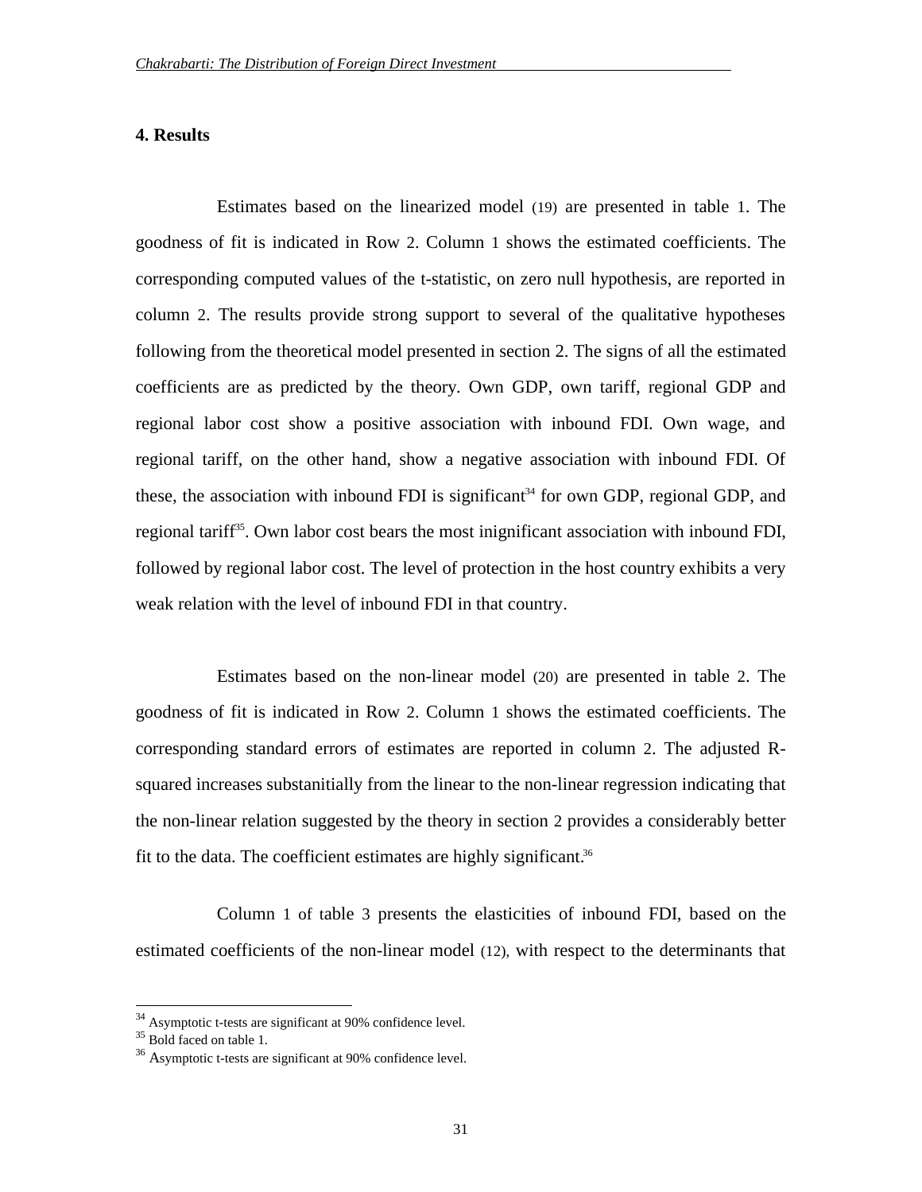## 4. Results

Estimates based on the linearized model (19) are presented in table 1. The goodness of fit is indicated in Row 2. Column 1 shows the estimated coefficients. The corresponding computed values of the t-statistic, on zero null hypothesis, are reported in column 2. The results provide strong support to several of the qualitative hypotheses following from the theoretical model presented in section 2. The signs of all the estimated coefficients are as predicted by the theory. Own GDP, own tariff, regional GDP and regional labor cost show a positive association with inbound FDI. Own wage, and regional tariff, on the other hand, show a negative association with inbound FDI. Of these, the association with inbound FDI is significant[34] for own GDP, regional GDP, and regional tariff[35]. Own labor cost bears the most inignificant association with inbound FDI, followed by regional labor cost. The level of protection in the host country exhibits a very weak relation with the level of inbound FDI in that country.

Estimates based on the non-linear model (20) are presented in table 2. The goodness of fit is indicated in Row 2. Column 1 shows the estimated coefficients. The corresponding standard errors of estimates are reported in column 2. The adjusted R-squared increases substanitially from the linear to the non-linear regression indicating that the non-linear relation suggested by the theory in section 2 provides a considerably better fit to the data. The coefficient estimates are highly significant.[36]

Column 1 of table 3 presents the elasticities of inbound FDI, based on the estimated coefficients of the non-linear model (12), with respect to the determinants that

---

[34] Asymptotic t-tests are significant at 90% confidence level.

[35] Bold faced on table 1.

[36] Asymptotic t-tests are significant at 90% confidence level.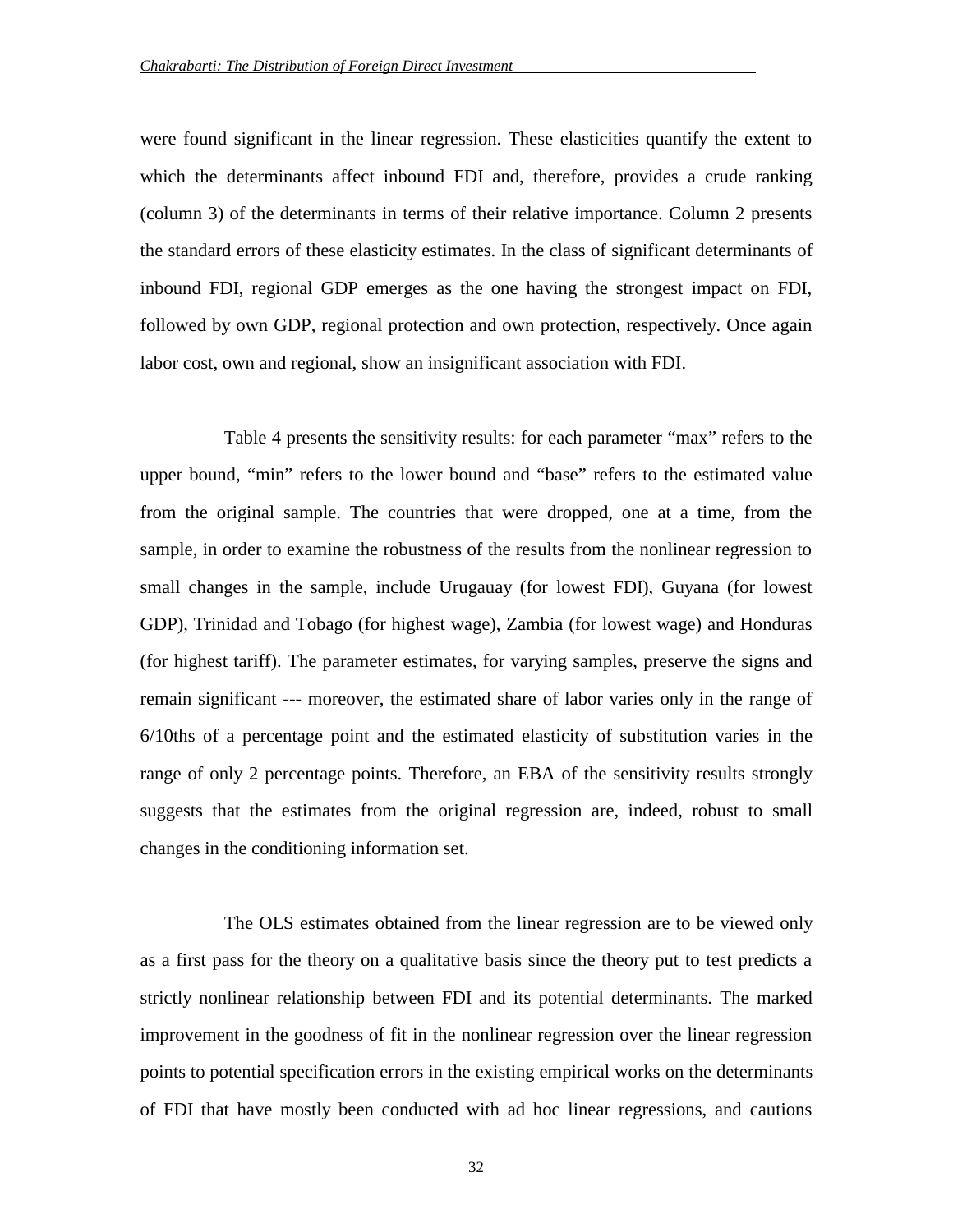were found significant in the linear regression. These elasticities quantify the extent to which the determinants affect inbound FDI and, therefore, provides a crude ranking (column 3) of the determinants in terms of their relative importance. Column 2 presents the standard errors of these elasticity estimates. In the class of significant determinants of inbound FDI, regional GDP emerges as the one having the strongest impact on FDI, followed by own GDP, regional protection and own protection, respectively. Once again labor cost, own and regional, show an insignificant association with FDI.

Table 4 presents the sensitivity results: for each parameter "max" refers to the upper bound, "min" refers to the lower bound and "base" refers to the estimated value from the original sample. The countries that were dropped, one at a time, from the sample, in order to examine the robustness of the results from the nonlinear regression to small changes in the sample, include Urugauay (for lowest FDI), Guyana (for lowest GDP), Trinidad and Tobago (for highest wage), Zambia (for lowest wage) and Honduras (for highest tariff). The parameter estimates, for varying samples, preserve the signs and remain significant --- moreover, the estimated share of labor varies only in the range of 6/10ths of a percentage point and the estimated elasticity of substitution varies in the range of only 2 percentage points. Therefore, an EBA of the sensitivity results strongly suggests that the estimates from the original regression are, indeed, robust to small changes in the conditioning information set.

The OLS estimates obtained from the linear regression are to be viewed only as a first pass for the theory on a qualitative basis since the theory put to test predicts a strictly nonlinear relationship between FDI and its potential determinants. The marked improvement in the goodness of fit in the nonlinear regression over the linear regression points to potential specification errors in the existing empirical works on the determinants of FDI that have mostly been conducted with ad hoc linear regressions, and cautions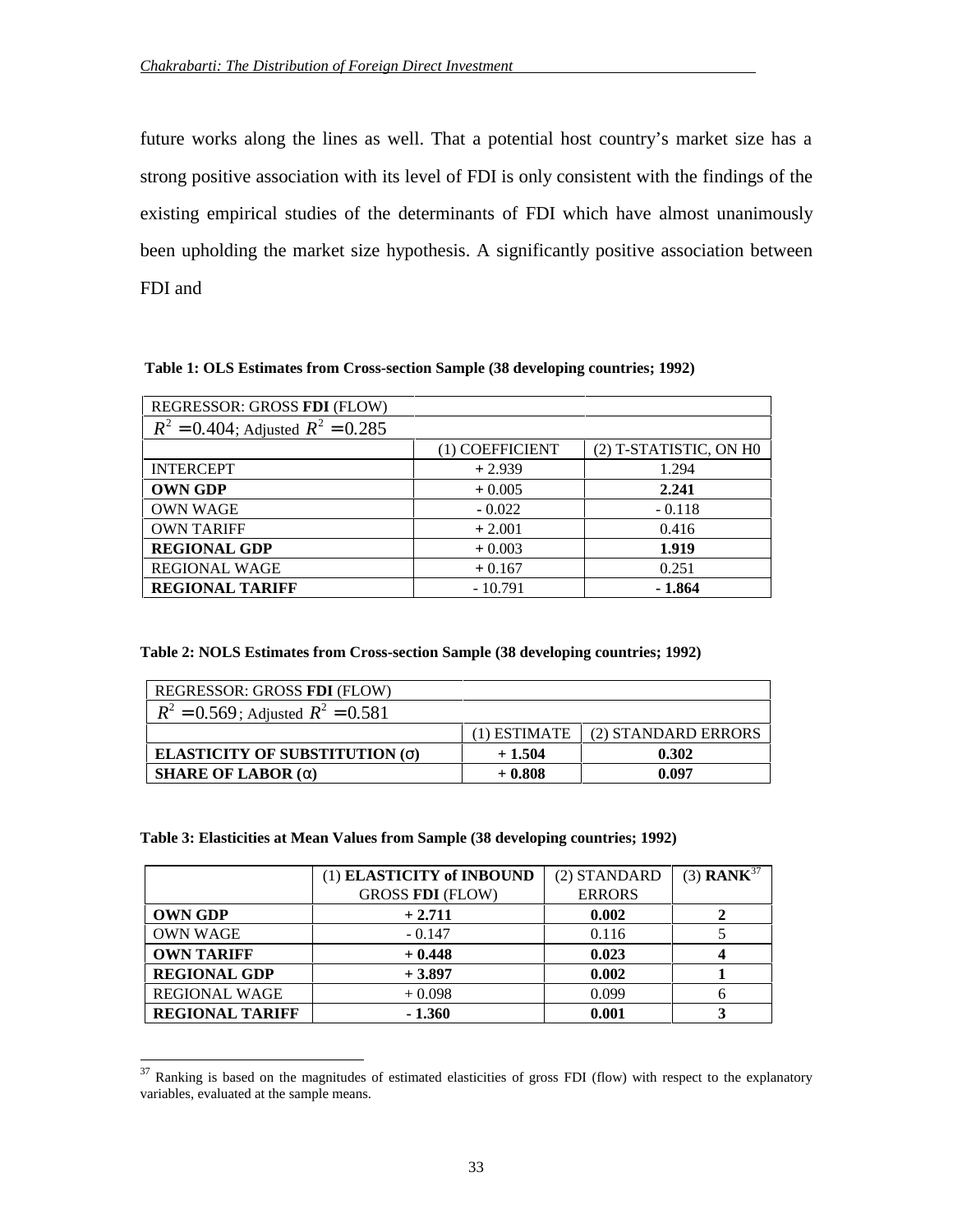future works along the lines as well. That a potential host country's market size has a strong positive association with its level of FDI is only consistent with the findings of the existing empirical studies of the determinants of FDI which have almost unanimously been upholding the market size hypothesis. A significantly positive association between FDI and

**Table 1: OLS Estimates from Cross-section Sample (38 developing countries; 1992)**

| REGRESSOR: GROSS **FDI** (FLOW) | | |
|---|---|---|
| $R^2 = 0.404$; Adjusted $R^2 = 0.285$ | | |
| | (1) COEFFICIENT | (2) T-STATISTIC, ON H0 |
| INTERCEPT | + 2.939 | 1.294 |
| **OWN GDP** | + 0.005 | **2.241** |
| OWN WAGE | - 0.022 | - 0.118 |
| OWN TARIFF | + 2.001 | 0.416 |
| **REGIONAL GDP** | + 0.003 | **1.919** |
| REGIONAL WAGE | + 0.167 | 0.251 |
| **REGIONAL TARIFF** | - 10.791 | **- 1.864** |

**Table 2: NOLS Estimates from Cross-section Sample (38 developing countries; 1992)**

| REGRESSOR: GROSS **FDI** (FLOW) | | |
|---|---|---|
| $R^2 = 0.569$; Adjusted $R^2 = 0.581$ | | |
| | (1) ESTIMATE | (2) STANDARD ERRORS |
| **ELASTICITY OF SUBSTITUTION (σ)** | **+ 1.504** | **0.302** |
| **SHARE OF LABOR (α)** | **+ 0.808** | **0.097** |

**Table 3: Elasticities at Mean Values from Sample (38 developing countries; 1992)**

| | (1) **ELASTICITY of INBOUND** GROSS **FDI** (FLOW) | (2) STANDARD ERRORS | (3) **RANK**[37] |
|---|---|---|---|
| **OWN GDP** | **+ 2.711** | **0.002** | **2** |
| OWN WAGE | - 0.147 | 0.116 | 5 |
| **OWN TARIFF** | **+ 0.448** | **0.023** | **4** |
| **REGIONAL GDP** | **+ 3.897** | **0.002** | **1** |
| REGIONAL WAGE | + 0.098 | 0.099 | 6 |
| **REGIONAL TARIFF** | **- 1.360** | **0.001** | **3** |

[37] Ranking is based on the magnitudes of estimated elasticities of gross FDI (flow) with respect to the explanatory variables, evaluated at the sample means.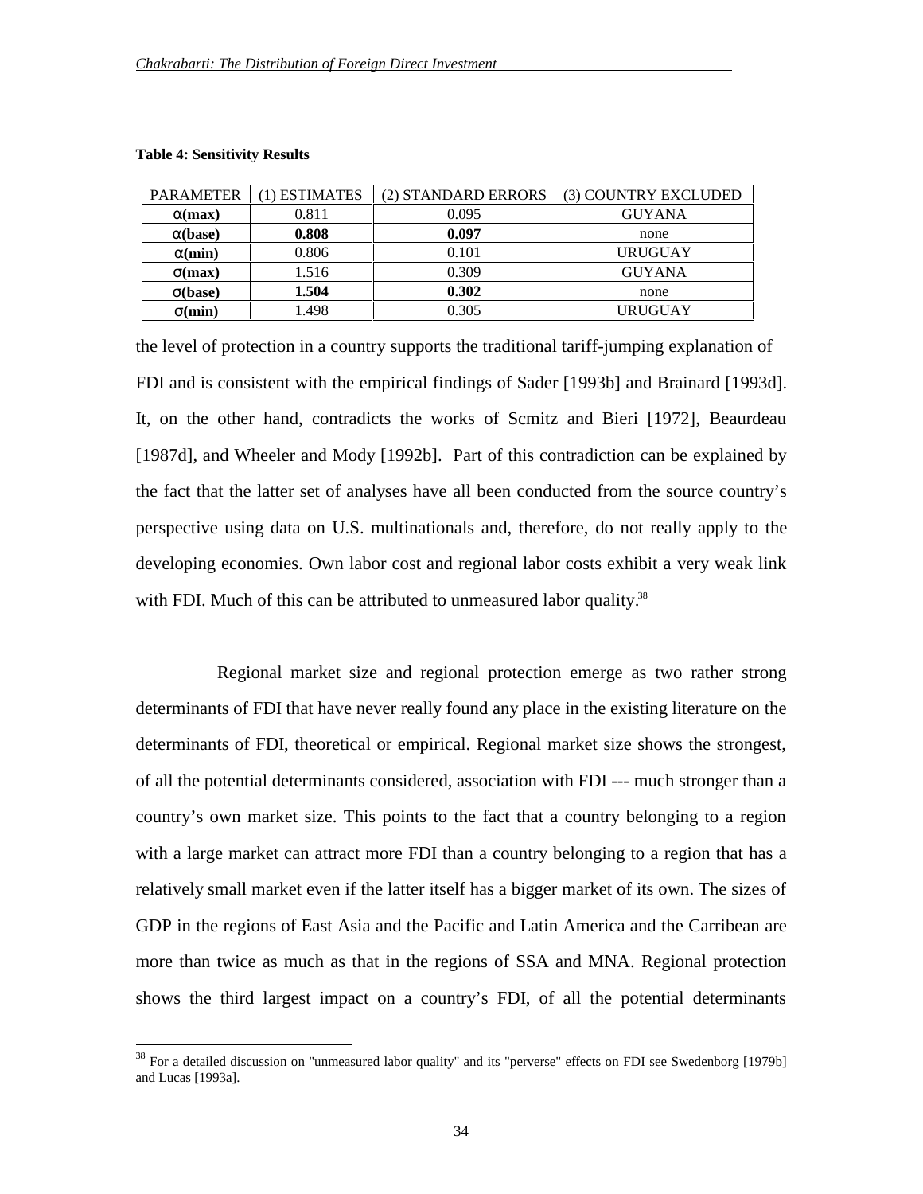**Table 4: Sensitivity Results**

| PARAMETER | (1) ESTIMATES | (2) STANDARD ERRORS | (3) COUNTRY EXCLUDED |
|---|---|---|---|
| **α(max)** | 0.811 | 0.095 | GUYANA |
| **α(base)** | **0.808** | **0.097** | none |
| **α(min)** | 0.806 | 0.101 | URUGUAY |
| **σ(max)** | 1.516 | 0.309 | GUYANA |
| **σ(base)** | **1.504** | **0.302** | none |
| **σ(min)** | 1.498 | 0.305 | URUGUAY |

the level of protection in a country supports the traditional tariff-jumping explanation of FDI and is consistent with the empirical findings of Sader [1993b] and Brainard [1993d]. It, on the other hand, contradicts the works of Scmitz and Bieri [1972], Beaurdeau [1987d], and Wheeler and Mody [1992b]. Part of this contradiction can be explained by the fact that the latter set of analyses have all been conducted from the source country's perspective using data on U.S. multinationals and, therefore, do not really apply to the developing economies. Own labor cost and regional labor costs exhibit a very weak link with FDI. Much of this can be attributed to unmeasured labor quality.[38]

Regional market size and regional protection emerge as two rather strong determinants of FDI that have never really found any place in the existing literature on the determinants of FDI, theoretical or empirical. Regional market size shows the strongest, of all the potential determinants considered, association with FDI --- much stronger than a country's own market size. This points to the fact that a country belonging to a region with a large market can attract more FDI than a country belonging to a region that has a relatively small market even if the latter itself has a bigger market of its own. The sizes of GDP in the regions of East Asia and the Pacific and Latin America and the Carribean are more than twice as much as that in the regions of SSA and MNA. Regional protection shows the third largest impact on a country's FDI, of all the potential determinants

[38] For a detailed discussion on "unmeasured labor quality" and its "perverse" effects on FDI see Swedenborg [1979b] and Lucas [1993a].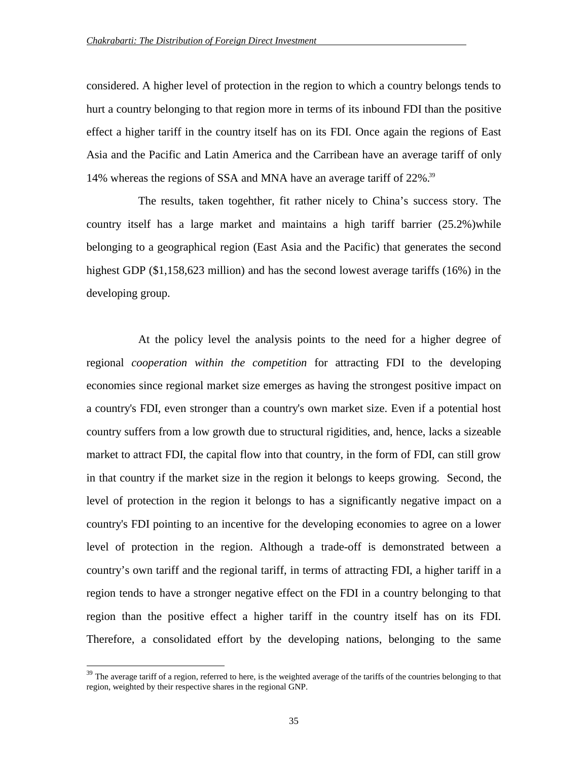considered. A higher level of protection in the region to which a country belongs tends to hurt a country belonging to that region more in terms of its inbound FDI than the positive effect a higher tariff in the country itself has on its FDI. Once again the regions of East Asia and the Pacific and Latin America and the Carribean have an average tariff of only 14% whereas the regions of SSA and MNA have an average tariff of 22%.[39]

The results, taken togehther, fit rather nicely to China's success story. The country itself has a large market and maintains a high tariff barrier (25.2%)while belonging to a geographical region (East Asia and the Pacific) that generates the second highest GDP ($1,158,623 million) and has the second lowest average tariffs (16%) in the developing group.

At the policy level the analysis points to the need for a higher degree of regional *cooperation within the competition* for attracting FDI to the developing economies since regional market size emerges as having the strongest positive impact on a country's FDI, even stronger than a country's own market size. Even if a potential host country suffers from a low growth due to structural rigidities, and, hence, lacks a sizeable market to attract FDI, the capital flow into that country, in the form of FDI, can still grow in that country if the market size in the region it belongs to keeps growing. Second, the level of protection in the region it belongs to has a significantly negative impact on a country's FDI pointing to an incentive for the developing economies to agree on a lower level of protection in the region. Although a trade-off is demonstrated between a country's own tariff and the regional tariff, in terms of attracting FDI, a higher tariff in a region tends to have a stronger negative effect on the FDI in a country belonging to that region than the positive effect a higher tariff in the country itself has on its FDI. Therefore, a consolidated effort by the developing nations, belonging to the same

---

[39] The average tariff of a region, referred to here, is the weighted average of the tariffs of the countries belonging to that region, weighted by their respective shares in the regional GNP.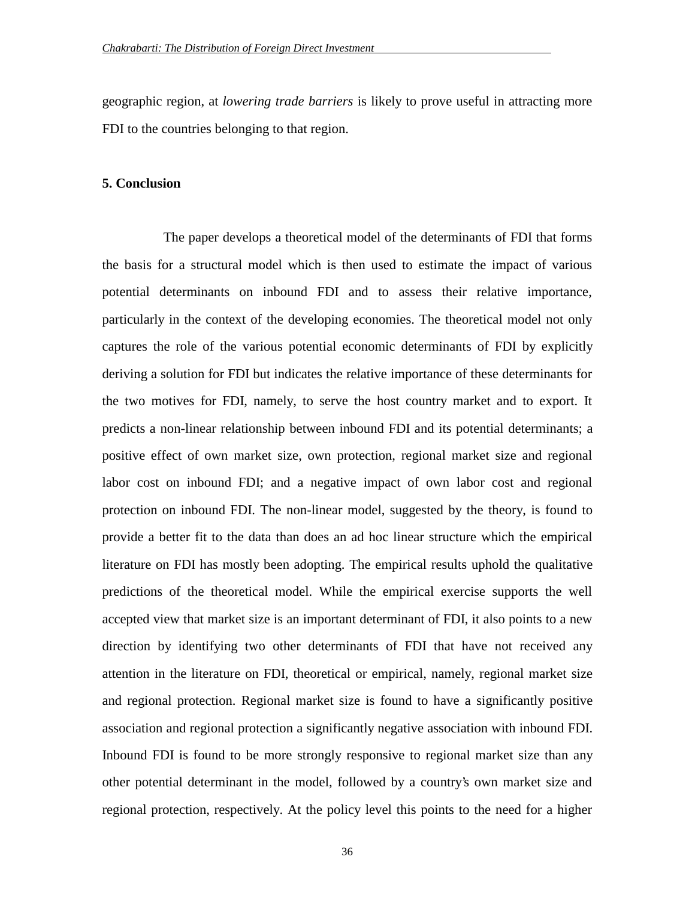geographic region, at *lowering trade barriers* is likely to prove useful in attracting more FDI to the countries belonging to that region.

## 5. Conclusion

The paper develops a theoretical model of the determinants of FDI that forms the basis for a structural model which is then used to estimate the impact of various potential determinants on inbound FDI and to assess their relative importance, particularly in the context of the developing economies. The theoretical model not only captures the role of the various potential economic determinants of FDI by explicitly deriving a solution for FDI but indicates the relative importance of these determinants for the two motives for FDI, namely, to serve the host country market and to export. It predicts a non-linear relationship between inbound FDI and its potential determinants; a positive effect of own market size, own protection, regional market size and regional labor cost on inbound FDI; and a negative impact of own labor cost and regional protection on inbound FDI. The non-linear model, suggested by the theory, is found to provide a better fit to the data than does an ad hoc linear structure which the empirical literature on FDI has mostly been adopting. The empirical results uphold the qualitative predictions of the theoretical model. While the empirical exercise supports the well accepted view that market size is an important determinant of FDI, it also points to a new direction by identifying two other determinants of FDI that have not received any attention in the literature on FDI, theoretical or empirical, namely, regional market size and regional protection. Regional market size is found to have a significantly positive association and regional protection a significantly negative association with inbound FDI. Inbound FDI is found to be more strongly responsive to regional market size than any other potential determinant in the model, followed by a country's own market size and regional protection, respectively. At the policy level this points to the need for a higher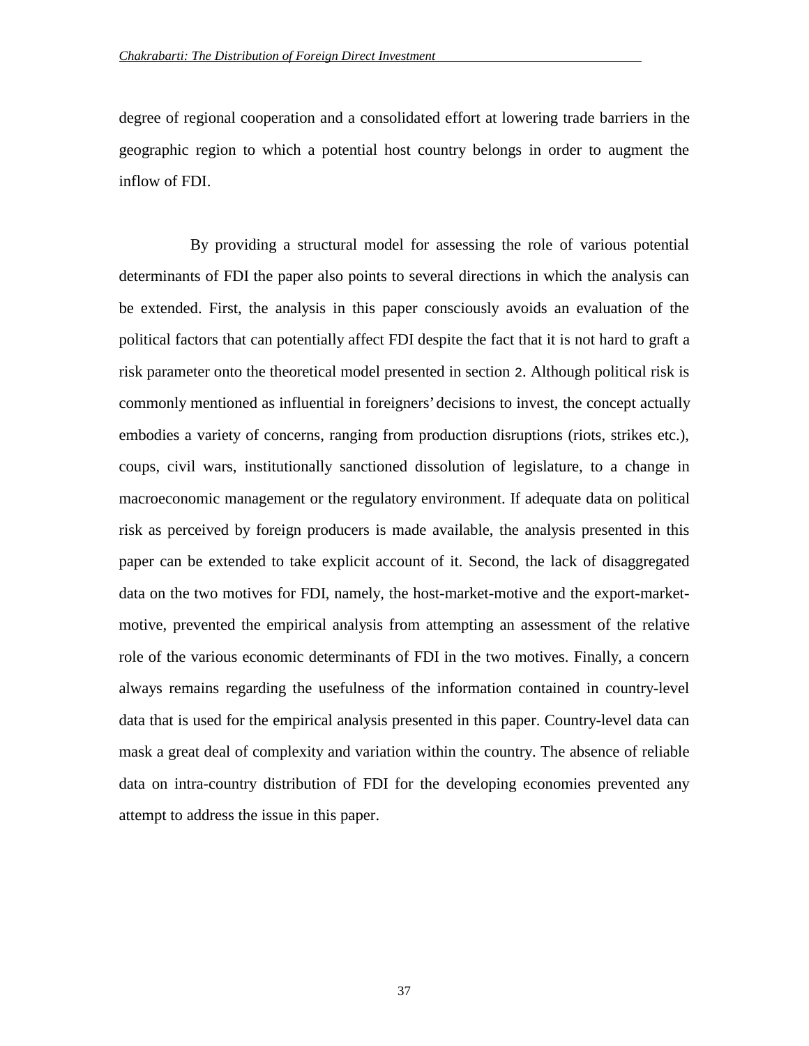degree of regional cooperation and a consolidated effort at lowering trade barriers in the geographic region to which a potential host country belongs in order to augment the inflow of FDI.

By providing a structural model for assessing the role of various potential determinants of FDI the paper also points to several directions in which the analysis can be extended. First, the analysis in this paper consciously avoids an evaluation of the political factors that can potentially affect FDI despite the fact that it is not hard to graft a risk parameter onto the theoretical model presented in section 2. Although political risk is commonly mentioned as influential in foreigners' decisions to invest, the concept actually embodies a variety of concerns, ranging from production disruptions (riots, strikes etc.), coups, civil wars, institutionally sanctioned dissolution of legislature, to a change in macroeconomic management or the regulatory environment. If adequate data on political risk as perceived by foreign producers is made available, the analysis presented in this paper can be extended to take explicit account of it. Second, the lack of disaggregated data on the two motives for FDI, namely, the host-market-motive and the export-market-motive, prevented the empirical analysis from attempting an assessment of the relative role of the various economic determinants of FDI in the two motives. Finally, a concern always remains regarding the usefulness of the information contained in country-level data that is used for the empirical analysis presented in this paper. Country-level data can mask a great deal of complexity and variation within the country. The absence of reliable data on intra-country distribution of FDI for the developing economies prevented any attempt to address the issue in this paper.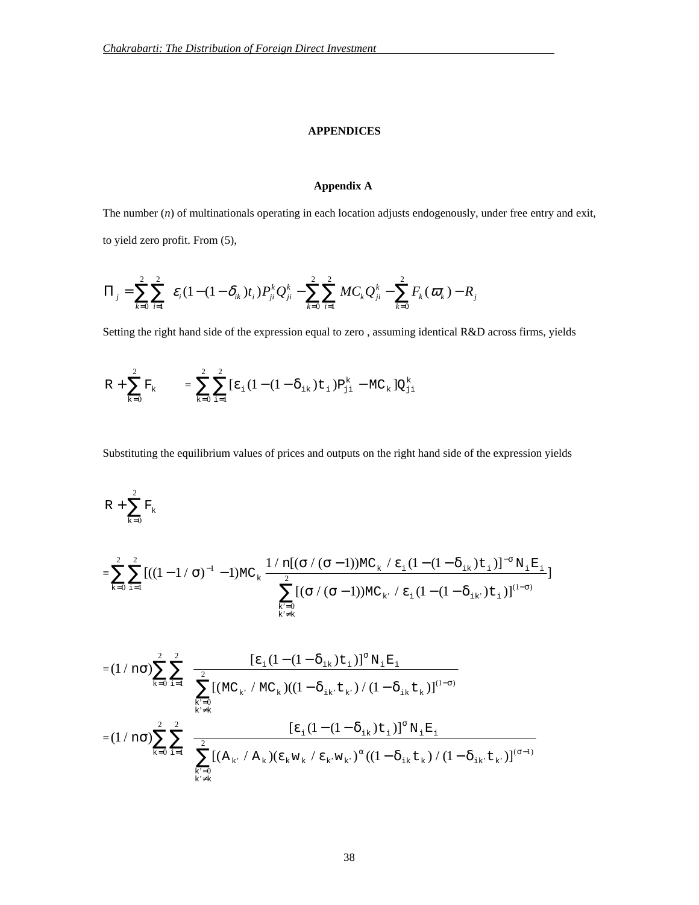# APPENDICES

## Appendix A

The number (*n*) of multinationals operating in each location adjusts endogenously, under free entry and exit, to yield zero profit. From (5),

$$\Pi_j = \sum_{k=0}^{2}\sum_{i=1}^{2} \varepsilon_i (1-(1-\delta_{ik})t_i) P_{ji}^k Q_{ji}^k - \sum_{k=0}^{2}\sum_{i=1}^{2} MC_k Q_{ji}^k - \sum_{k=0}^{2} F_k(\varpi_k) - R_j$$

Setting the right hand side of the expression equal to zero , assuming identical R&D across firms, yields

$$R + \sum_{k=0}^{2} F_k = \sum_{k=0}^{2}\sum_{i=1}^{2} [\varepsilon_i (1-(1-\delta_{ik})t_i) P_{ji}^k - MC_k] Q_{ji}^k$$

Substituting the equilibrium values of prices and outputs on the right hand side of the expression yields

$$R + \sum_{k=0}^{2} F_k$$

$$= \sum_{k=0}^{2}\sum_{i=1}^{2} [((1-1/\sigma)^{-1} - 1) MC_k \frac{1/n[(\sigma/(\sigma-1))MC_k / \varepsilon_i (1-(1-\delta_{ik})t_i)]^{-\sigma} N_i E_i}{\sum_{\substack{k'=0 \\ k'\neq k}}^{2} [(\sigma/(\sigma-1))MC_{k'} / \varepsilon_i (1-(1-\delta_{ik'})t_i)]^{(1-\sigma)}}]$$

$$= (1/n\sigma) \sum_{k=0}^{2}\sum_{i=1}^{2} \frac{[\varepsilon_i (1-(1-\delta_{ik})t_i)]^{\sigma} N_i E_i}{\sum_{\substack{k'=0 \\ k'\neq k}}^{2} [(MC_{k'}/MC_k)((1-\delta_{ik'} t_{k'})/(1-\delta_{ik} t_k)]^{(1-\sigma)}}$$

$$= (1/n\sigma) \sum_{k=0}^{2}\sum_{i=1}^{2} \frac{[\varepsilon_i (1-(1-\delta_{ik})t_i)]^{\sigma} N_i E_i}{\sum_{\substack{k'=0 \\ k'\neq k}}^{2} [(A_{k'}/A_k)(\varepsilon_k w_k / \varepsilon_{k'} w_{k'})^{\alpha} ((1-\delta_{ik} t_k)/(1-\delta_{ik'} t_{k'})]^{(\sigma-1)}}$$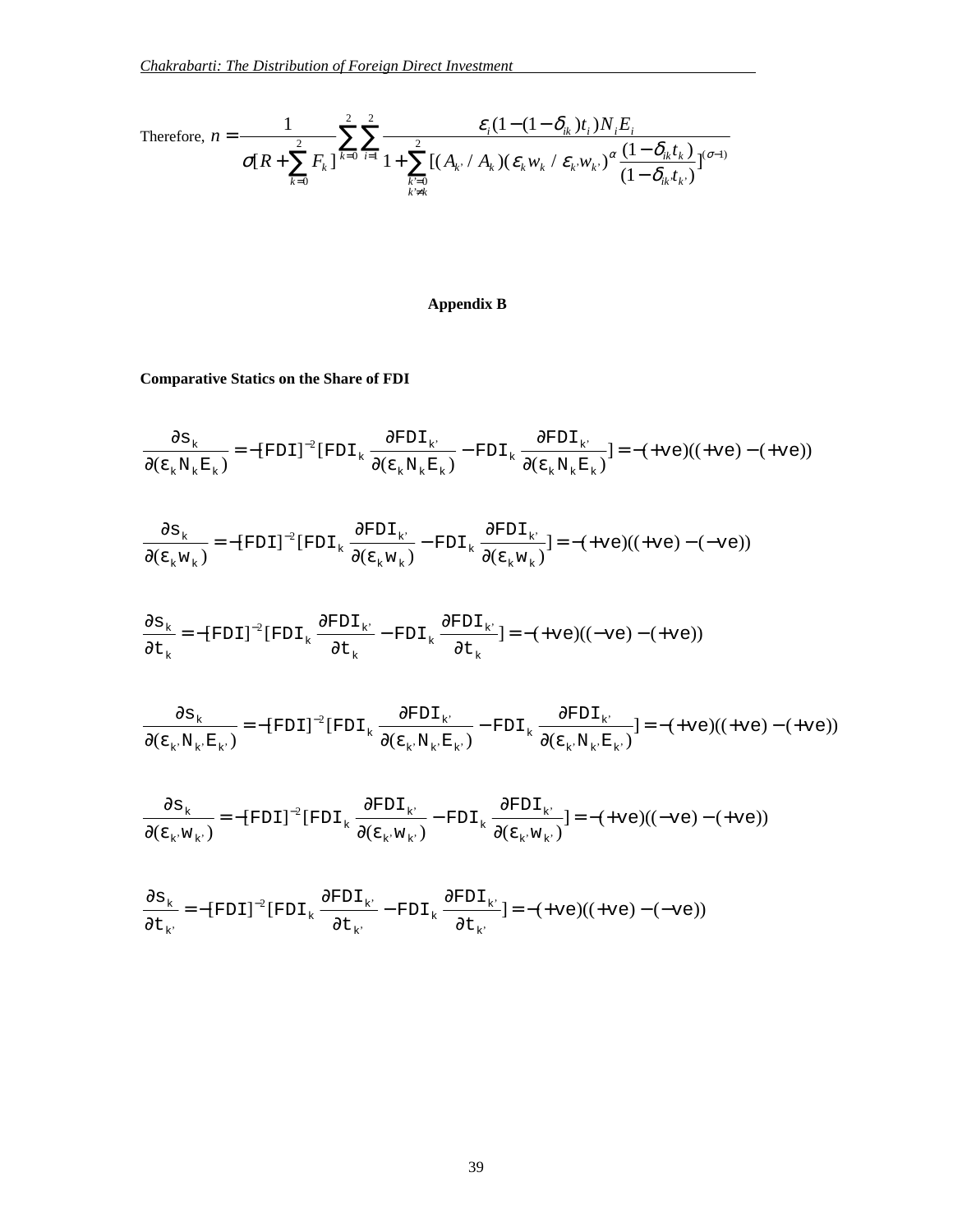Therefore, $n = \frac{1}{\sigma[R + \sum_{k=0}^{2} F_k]} \sum_{k=0}^{2} \sum_{i=1}^{2} \frac{\varepsilon_i (1-(1-\delta_{ik})t_i) N_i E_i}{1 + \sum_{\substack{k'=0 \\ k' \neq k}}^{2} [(A_{k'} / A_k)(\varepsilon_k w_k / \varepsilon_{k'} w_{k'})^{\alpha} \frac{(1-\delta_{ik} t_k)}{(1-\delta_{ik'} t_{k'})}]^{(\sigma-1)}}$

## Appendix B

**Comparative Statics on the Share of FDI**

$$\frac{\partial s_k}{\partial(\varepsilon_k N_k E_k)} = -[FDI]^{-2}[FDI_k \frac{\partial FDI_{k'}}{\partial(\varepsilon_k N_k E_k)} - FDI_k \frac{\partial FDI_{k'}}{\partial(\varepsilon_k N_k E_k)}] = -(+ve)((+ve) - (+ve))$$

$$\frac{\partial s_k}{\partial(\varepsilon_k w_k)} = -[FDI]^{-2}[FDI_k \frac{\partial FDI_{k'}}{\partial(\varepsilon_k w_k)} - FDI_k \frac{\partial FDI_{k'}}{\partial(\varepsilon_k w_k)}] = -(+ve)((+ve) - (-ve))$$

$$\frac{\partial s_k}{\partial t_k} = -[FDI]^{-2}[FDI_k \frac{\partial FDI_{k'}}{\partial t_k} - FDI_k \frac{\partial FDI_{k'}}{\partial t_k}] = -(+ve)((-ve) - (+ve))$$

$$\frac{\partial s_k}{\partial(\varepsilon_{k'} N_{k'} E_{k'})} = -[FDI]^{-2}[FDI_k \frac{\partial FDI_{k'}}{\partial(\varepsilon_{k'} N_{k'} E_{k'})} - FDI_k \frac{\partial FDI_{k'}}{\partial(\varepsilon_{k'} N_{k'} E_{k'})}] = -(+ve)((+ve) - (+ve))$$

$$\frac{\partial s_k}{\partial(\varepsilon_{k'} w_{k'})} = -[FDI]^{-2}[FDI_k \frac{\partial FDI_{k'}}{\partial(\varepsilon_{k'} w_{k'})} - FDI_k \frac{\partial FDI_{k'}}{\partial(\varepsilon_{k'} w_{k'})}] = -(+ve)((-ve) - (+ve))$$

$$\frac{\partial s_k}{\partial t_{k'}} = -[FDI]^{-2}[FDI_k \frac{\partial FDI_{k'}}{\partial t_{k'}} - FDI_k \frac{\partial FDI_{k'}}{\partial t_{k'}}] = -(+ve)((+ve) - (-ve))$$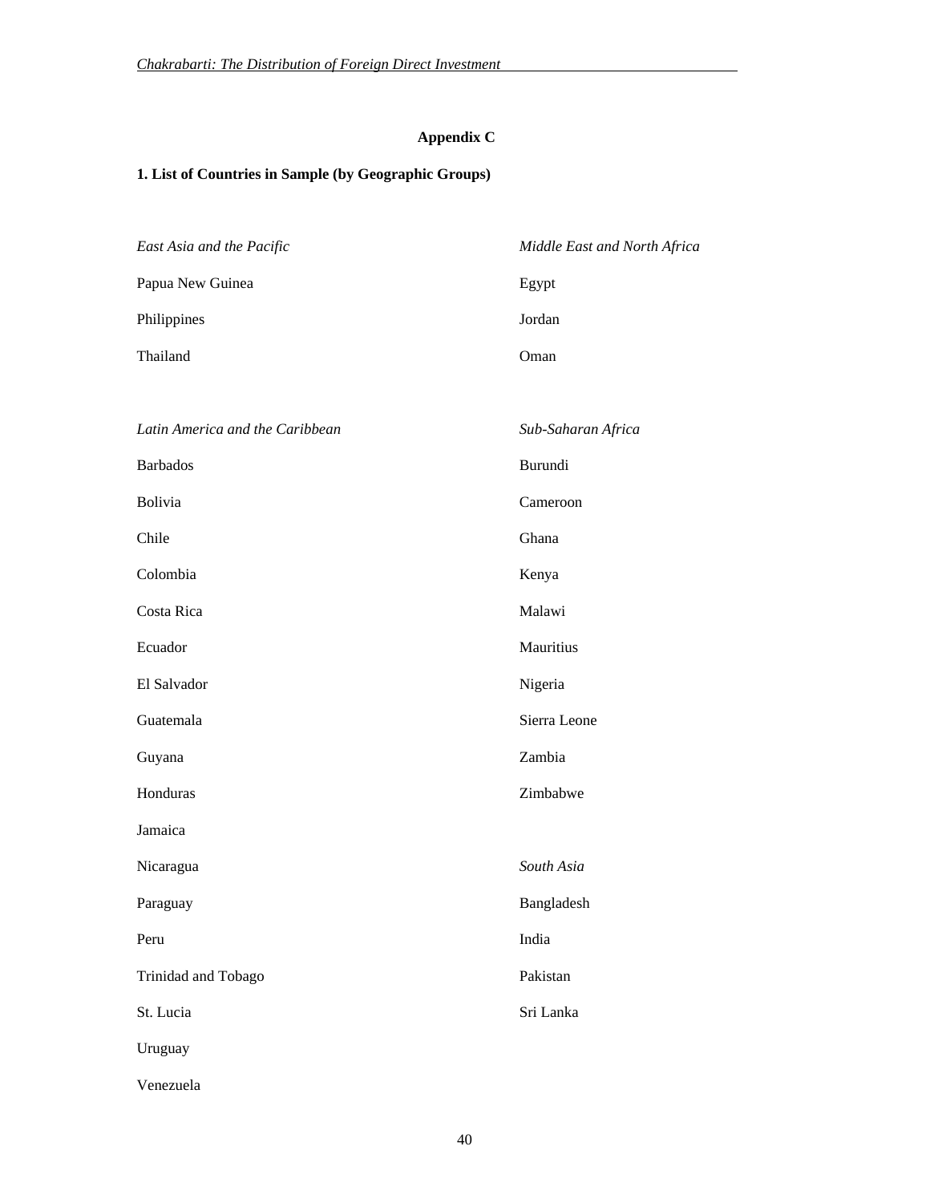## Appendix C

### 1. List of Countries in Sample (by Geographic Groups)

*East Asia and the Pacific*

Papua New Guinea

Philippines

Thailand

*Latin America and the Caribbean*

Barbados

Bolivia

Chile

Colombia

Costa Rica

Ecuador

El Salvador

Guatemala

Guyana

Honduras

Jamaica

Nicaragua

Paraguay

Peru

Trinidad and Tobago

St. Lucia

Uruguay

Venezuela

*Middle East and North Africa*

Egypt

Jordan

Oman

*Sub-Saharan Africa*

Burundi

Cameroon

Ghana

Kenya

Malawi

Mauritius

Nigeria

Sierra Leone

Zambia

Zimbabwe

*South Asia*

Bangladesh

India

Pakistan

Sri Lanka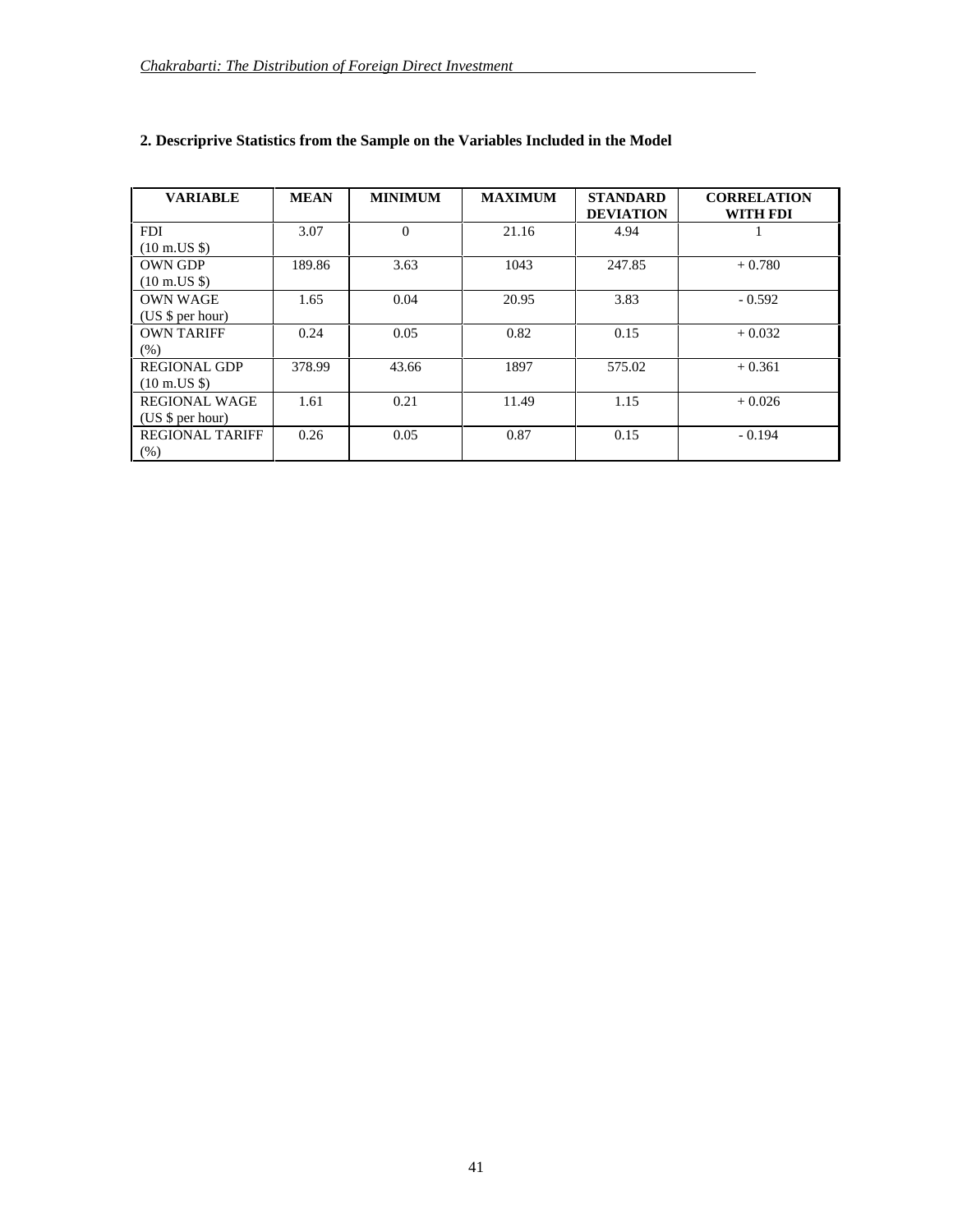**2. Descriprive Statistics from the Sample on the Variables Included in the Model**

| VARIABLE | MEAN | MINIMUM | MAXIMUM | STANDARD DEVIATION | CORRELATION WITH FDI |
|---|---|---|---|---|---|
| FDI (10 m.US $) | 3.07 | 0 | 21.16 | 4.94 | 1 |
| OWN GDP (10 m.US $) | 189.86 | 3.63 | 1043 | 247.85 | + 0.780 |
| OWN WAGE (US $ per hour) | 1.65 | 0.04 | 20.95 | 3.83 | - 0.592 |
| OWN TARIFF (%) | 0.24 | 0.05 | 0.82 | 0.15 | + 0.032 |
| REGIONAL GDP (10 m.US $) | 378.99 | 43.66 | 1897 | 575.02 | + 0.361 |
| REGIONAL WAGE (US $ per hour) | 1.61 | 0.21 | 11.49 | 1.15 | + 0.026 |
| REGIONAL TARIFF (%) | 0.26 | 0.05 | 0.87 | 0.15 | - 0.194 |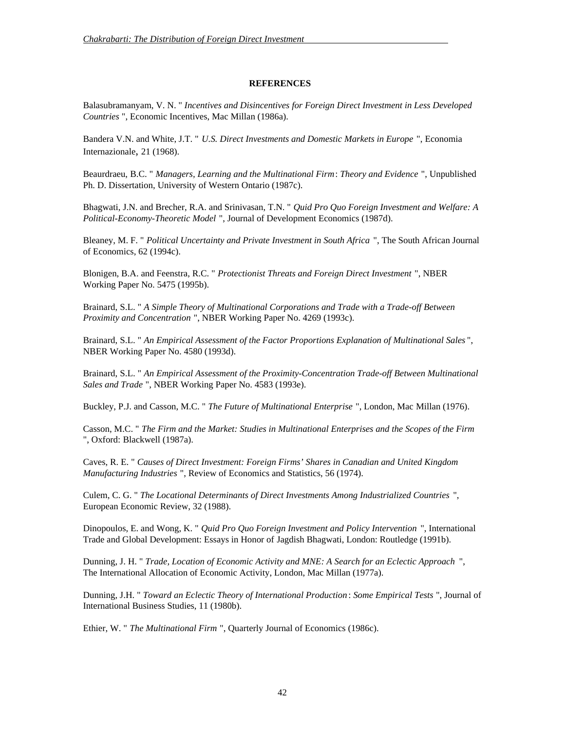**REFERENCES**

Balasubramanyam, V. N. " *Incentives and Disincentives for Foreign Direct Investment in Less Developed Countries* ", Economic Incentives, Mac Millan (1986a).

Bandera V.N. and White, J.T. " *U.S. Direct Investments and Domestic Markets in Europe* ", Economia Internazionale, 21 (1968).

Beaurdraeu, B.C. " *Managers, Learning and the Multinational Firm*: *Theory and Evidence* ", Unpublished Ph. D. Dissertation, University of Western Ontario (1987c).

Bhagwati, J.N. and Brecher, R.A. and Srinivasan, T.N. " *Quid Pro Quo Foreign Investment and Welfare: A Political-Economy-Theoretic Model* ", Journal of Development Economics (1987d).

Bleaney, M. F. " *Political Uncertainty and Private Investment in South Africa* ", The South African Journal of Economics, 62 (1994c).

Blonigen, B.A. and Feenstra, R.C. " *Protectionist Threats and Foreign Direct Investment* ", NBER Working Paper No. 5475 (1995b).

Brainard, S.L. " *A Simple Theory of Multinational Corporations and Trade with a Trade-off Between Proximity and Concentration* ", NBER Working Paper No. 4269 (1993c).

Brainard, S.L. " *An Empirical Assessment of the Factor Proportions Explanation of Multinational Sales* ", NBER Working Paper No. 4580 (1993d).

Brainard, S.L. " *An Empirical Assessment of the Proximity-Concentration Trade-off Between Multinational Sales and Trade* ", NBER Working Paper No. 4583 (1993e).

Buckley, P.J. and Casson, M.C. " *The Future of Multinational Enterprise* ", London, Mac Millan (1976).

Casson, M.C. " *The Firm and the Market: Studies in Multinational Enterprises and the Scopes of the Firm* ", Oxford: Blackwell (1987a).

Caves, R. E. " *Causes of Direct Investment: Foreign Firms' Shares in Canadian and United Kingdom Manufacturing Industries* ", Review of Economics and Statistics, 56 (1974).

Culem, C. G. " *The Locational Determinants of Direct Investments Among Industrialized Countries* ", European Economic Review, 32 (1988).

Dinopoulos, E. and Wong, K. " *Quid Pro Quo Foreign Investment and Policy Intervention* ", International Trade and Global Development: Essays in Honor of Jagdish Bhagwati, London: Routledge (1991b).

Dunning, J. H. " *Trade, Location of Economic Activity and MNE: A Search for an Eclectic Approach* ", The International Allocation of Economic Activity, London, Mac Millan (1977a).

Dunning, J.H. " *Toward an Eclectic Theory of International Production*: *Some Empirical Tests* ", Journal of International Business Studies, 11 (1980b).

Ethier, W. " *The Multinational Firm* ", Quarterly Journal of Economics (1986c).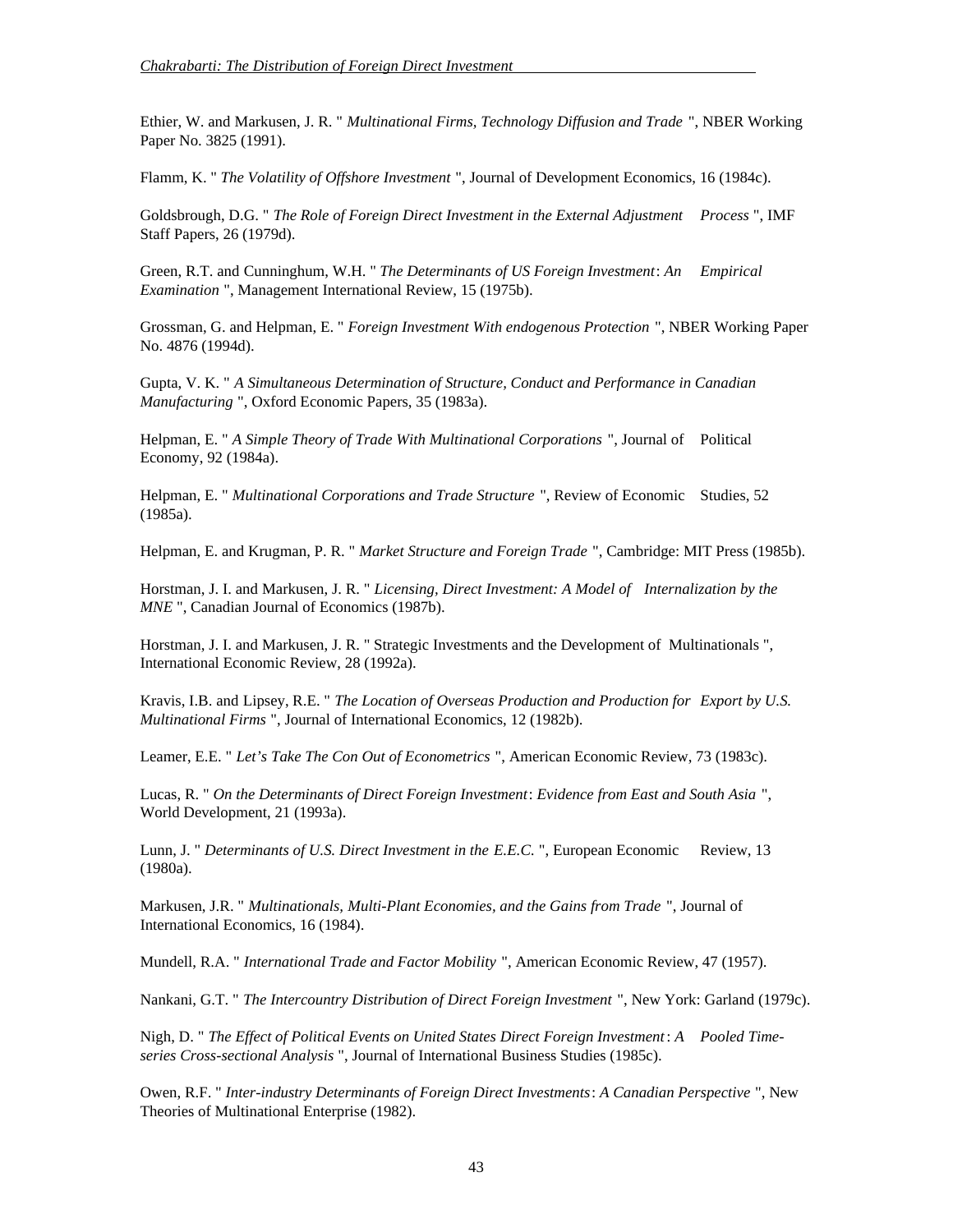Ethier, W. and Markusen, J. R. " *Multinational Firms, Technology Diffusion and Trade* ", NBER Working Paper No. 3825 (1991).

Flamm, K. " *The Volatility of Offshore Investment* ", Journal of Development Economics, 16 (1984c).

Goldsbrough, D.G. " *The Role of Foreign Direct Investment in the External Adjustment Process* ", IMF Staff Papers, 26 (1979d).

Green, R.T. and Cunninghum, W.H. " *The Determinants of US Foreign Investment*: *An Empirical Examination* ", Management International Review, 15 (1975b).

Grossman, G. and Helpman, E. " *Foreign Investment With endogenous Protection* ", NBER Working Paper No. 4876 (1994d).

Gupta, V. K. " *A Simultaneous Determination of Structure, Conduct and Performance in Canadian Manufacturing* ", Oxford Economic Papers, 35 (1983a).

Helpman, E. " *A Simple Theory of Trade With Multinational Corporations* ", Journal of Political Economy, 92 (1984a).

Helpman, E. " *Multinational Corporations and Trade Structure* ", Review of Economic Studies, 52 (1985a).

Helpman, E. and Krugman, P. R. " *Market Structure and Foreign Trade* ", Cambridge: MIT Press (1985b).

Horstman, J. I. and Markusen, J. R. " *Licensing, Direct Investment: A Model of Internalization by the MNE* ", Canadian Journal of Economics (1987b).

Horstman, J. I. and Markusen, J. R. " Strategic Investments and the Development of Multinationals ", International Economic Review, 28 (1992a).

Kravis, I.B. and Lipsey, R.E. " *The Location of Overseas Production and Production for Export by U.S. Multinational Firms* ", Journal of International Economics, 12 (1982b).

Leamer, E.E. " *Let's Take The Con Out of Econometrics* ", American Economic Review, 73 (1983c).

Lucas, R. " *On the Determinants of Direct Foreign Investment*: *Evidence from East and South Asia* ", World Development, 21 (1993a).

Lunn, J. " *Determinants of U.S. Direct Investment in the E.E.C.* ", European Economic Review, 13 (1980a).

Markusen, J.R. " *Multinationals, Multi-Plant Economies, and the Gains from Trade* ", Journal of International Economics, 16 (1984).

Mundell, R.A. " *International Trade and Factor Mobility* ", American Economic Review, 47 (1957).

Nankani, G.T. " *The Intercountry Distribution of Direct Foreign Investment* ", New York: Garland (1979c).

Nigh, D. " *The Effect of Political Events on United States Direct Foreign Investment*: *A Pooled Time-series Cross-sectional Analysis* ", Journal of International Business Studies (1985c).

Owen, R.F. " *Inter-industry Determinants of Foreign Direct Investments*: *A Canadian Perspective* ", New Theories of Multinational Enterprise (1982).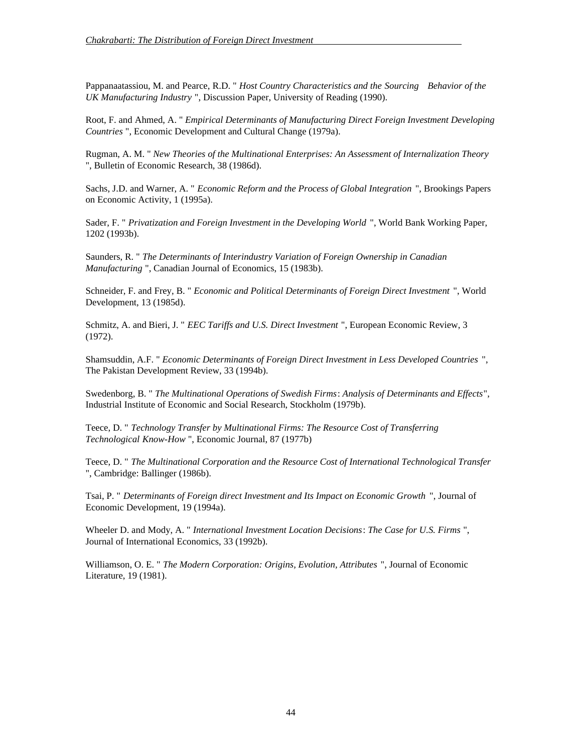Pappanaatassiou, M. and Pearce, R.D. " *Host Country Characteristics and the Sourcing Behavior of the UK Manufacturing Industry* ", Discussion Paper, University of Reading (1990).

Root, F. and Ahmed, A. " *Empirical Determinants of Manufacturing Direct Foreign Investment Developing Countries* ", Economic Development and Cultural Change (1979a).

Rugman, A. M. " *New Theories of the Multinational Enterprises: An Assessment of Internalization Theory* ", Bulletin of Economic Research, 38 (1986d).

Sachs, J.D. and Warner, A. " *Economic Reform and the Process of Global Integration* ", Brookings Papers on Economic Activity, 1 (1995a).

Sader, F. " *Privatization and Foreign Investment in the Developing World* ", World Bank Working Paper, 1202 (1993b).

Saunders, R. " *The Determinants of Interindustry Variation of Foreign Ownership in Canadian Manufacturing* ", Canadian Journal of Economics, 15 (1983b).

Schneider, F. and Frey, B. " *Economic and Political Determinants of Foreign Direct Investment* ", World Development, 13 (1985d).

Schmitz, A. and Bieri, J. " *EEC Tariffs and U.S. Direct Investment* ", European Economic Review, 3 (1972).

Shamsuddin, A.F. " *Economic Determinants of Foreign Direct Investment in Less Developed Countries* ", The Pakistan Development Review, 33 (1994b).

Swedenborg, B. " *The Multinational Operations of Swedish Firms*: *Analysis of Determinants and Effects*", Industrial Institute of Economic and Social Research, Stockholm (1979b).

Teece, D. " *Technology Transfer by Multinational Firms: The Resource Cost of Transferring Technological Know-How* ", Economic Journal, 87 (1977b)

Teece, D. " *The Multinational Corporation and the Resource Cost of International Technological Transfer* ", Cambridge: Ballinger (1986b).

Tsai, P. " *Determinants of Foreign direct Investment and Its Impact on Economic Growth* ", Journal of Economic Development, 19 (1994a).

Wheeler D. and Mody, A. " *International Investment Location Decisions*: *The Case for U.S. Firms* ", Journal of International Economics, 33 (1992b).

Williamson, O. E. " *The Modern Corporation: Origins, Evolution, Attributes* ", Journal of Economic Literature, 19 (1981).